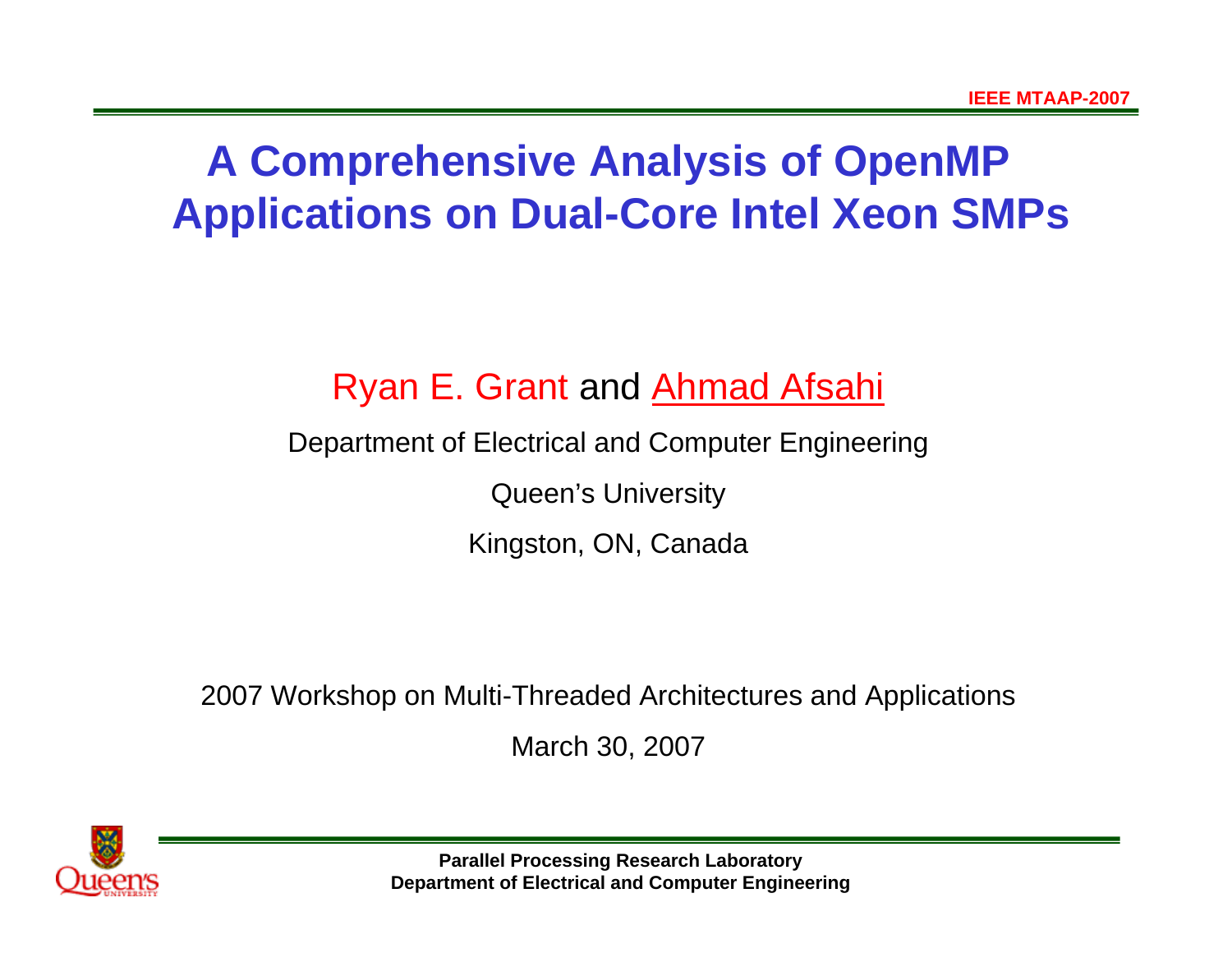# A Comprehensive Analysis of OpenMP Applications on Dual-Core Intel Xeon SMPs

Ryan E. Grant and Ahmad Afsahi

Department of Electrical and Computer Engineering

Queen's University

Kingston, ON, Canada

2007 Workshop on Multi-Threaded Architectures and Applications

March 30, 2007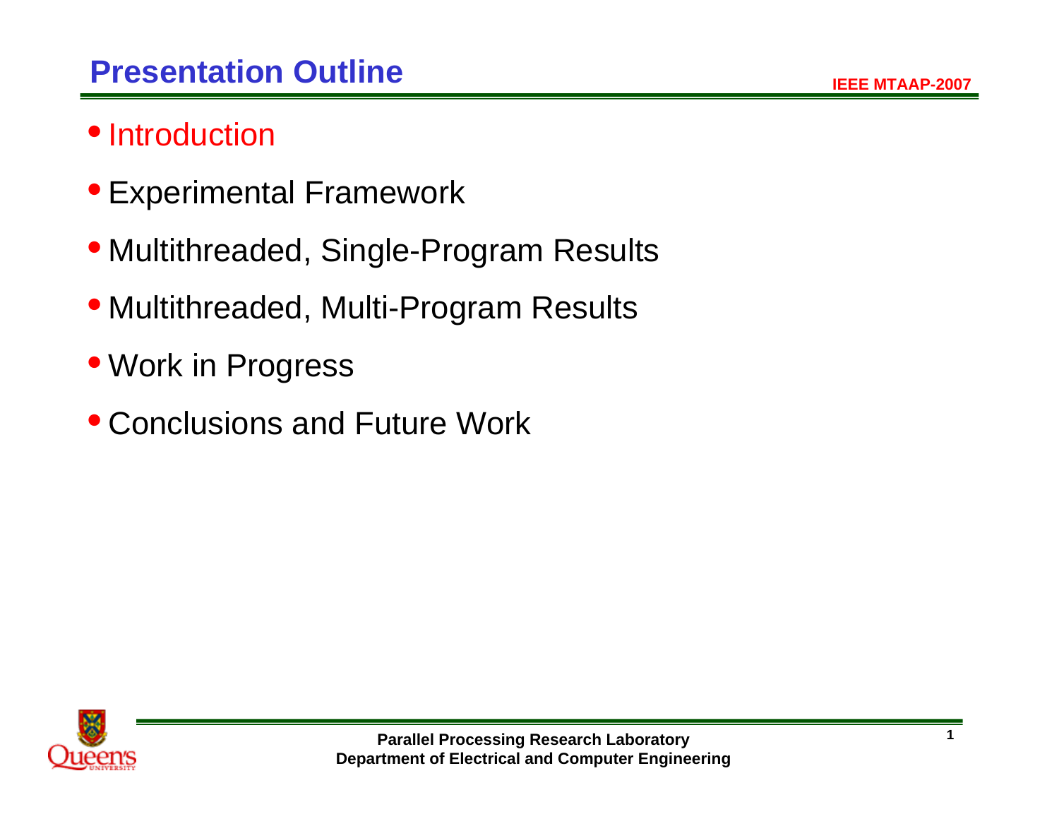# Presentation Outline

- Introduction
- Experimental Framework
- Multithreaded, Single-Program Results
- Multithreaded, Multi-Program Results
- Work in Progress
- Conclusions and Future Work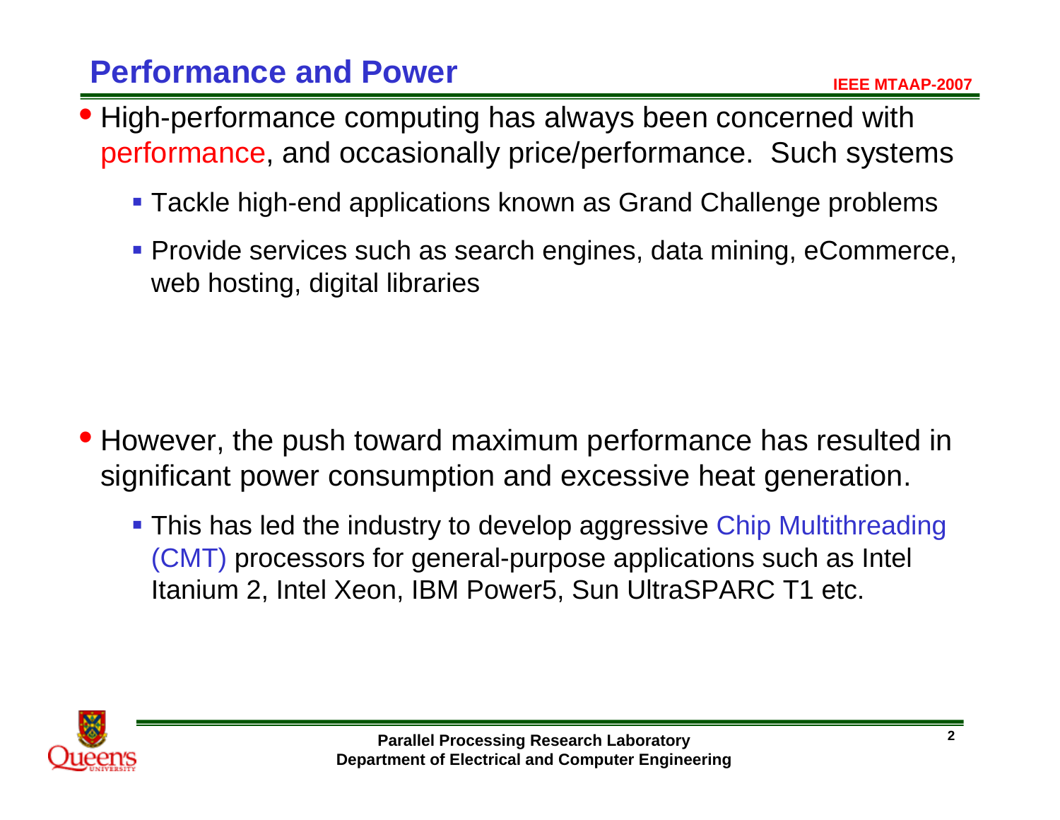## Performance and Power

- High-performance computing has always been concerned with performance, and occasionally price/performance. Such systems
  - Tackle high-end applications known as Grand Challenge problems
  - Provide services such as search engines, data mining, eCommerce, web hosting, digital libraries

- However, the push toward maximum performance has resulted in significant power consumption and excessive heat generation.
  - This has led the industry to develop aggressive Chip Multithreading (CMT) processors for general-purpose applications such as Intel Itanium 2, Intel Xeon, IBM Power5, Sun UltraSPARC T1 etc.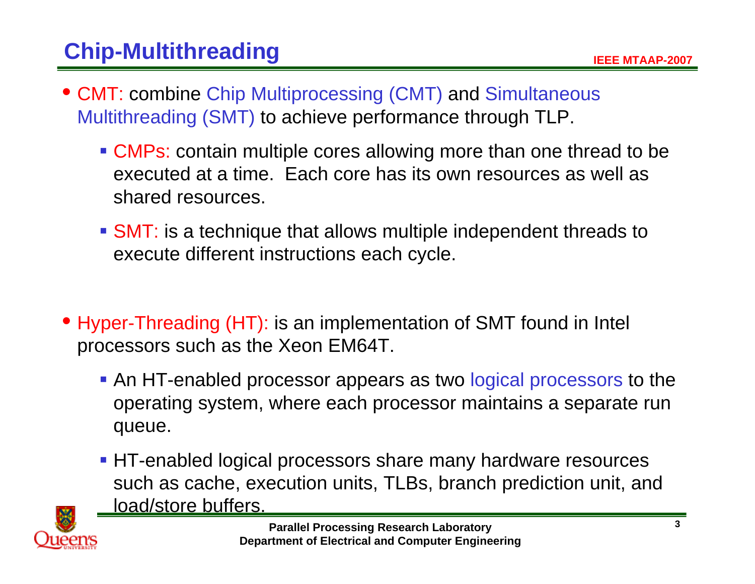# Chip-Multithreading

- CMT: combine Chip Multiprocessing (CMT) and Simultaneous Multithreading (SMT) to achieve performance through TLP.
  - CMPs: contain multiple cores allowing more than one thread to be executed at a time. Each core has its own resources as well as shared resources.
  - SMT: is a technique that allows multiple independent threads to execute different instructions each cycle.

- Hyper-Threading (HT): is an implementation of SMT found in Intel processors such as the Xeon EM64T.
  - An HT-enabled processor appears as two logical processors to the operating system, where each processor maintains a separate run queue.
  - HT-enabled logical processors share many hardware resources such as cache, execution units, TLBs, branch prediction unit, and load/store buffers.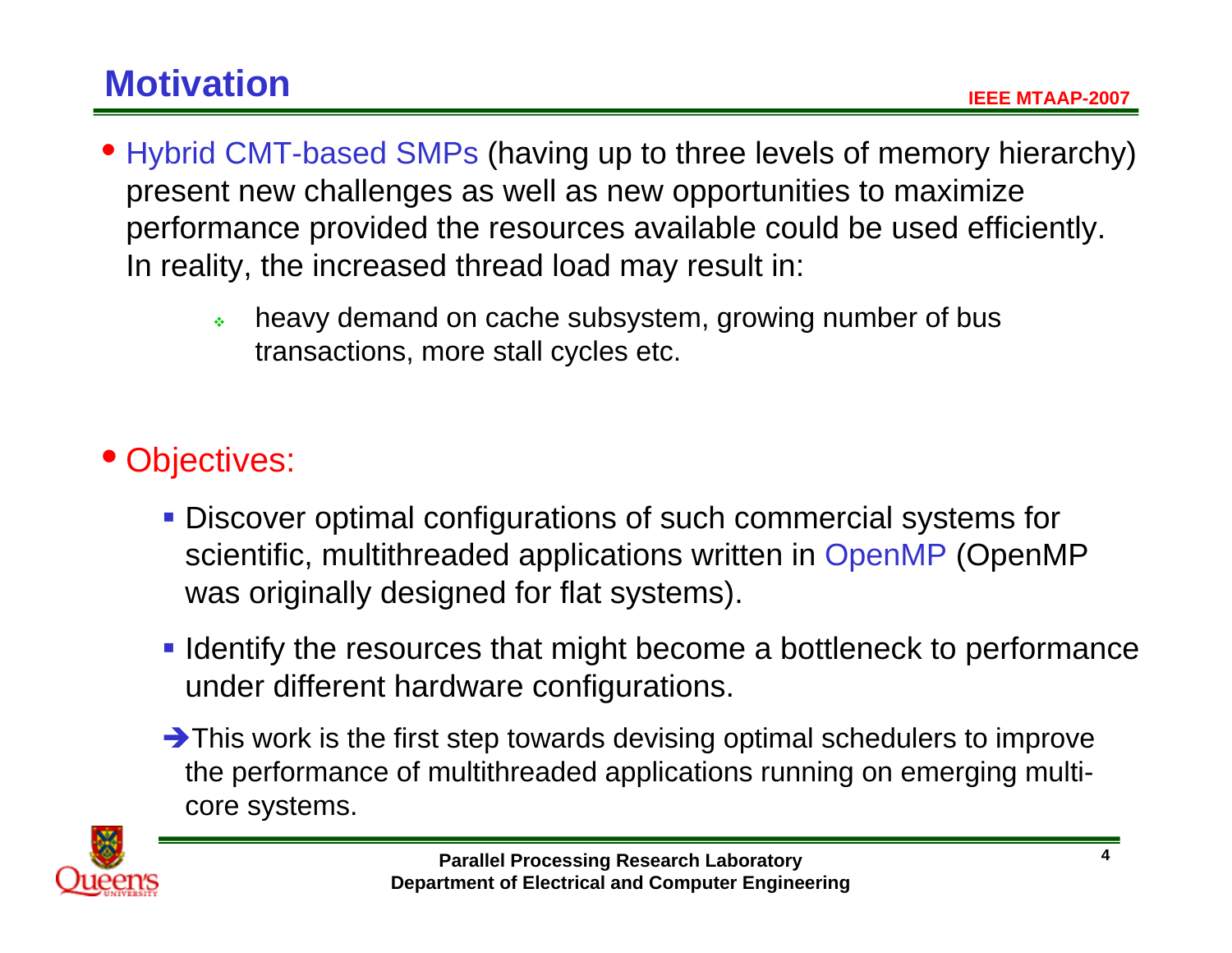# Motivation

- Hybrid CMT-based SMPs (having up to three levels of memory hierarchy) present new challenges as well as new opportunities to maximize performance provided the resources available could be used efficiently. In reality, the increased thread load may result in:
  - heavy demand on cache subsystem, growing number of bus transactions, more stall cycles etc.

- Objectives:
  - Discover optimal configurations of such commercial systems for scientific, multithreaded applications written in OpenMP (OpenMP was originally designed for flat systems).
  - Identify the resources that might become a bottleneck to performance under different hardware configurations.

  ➔ This work is the first step towards devising optimal schedulers to improve the performance of multithreaded applications running on emerging multi-core systems.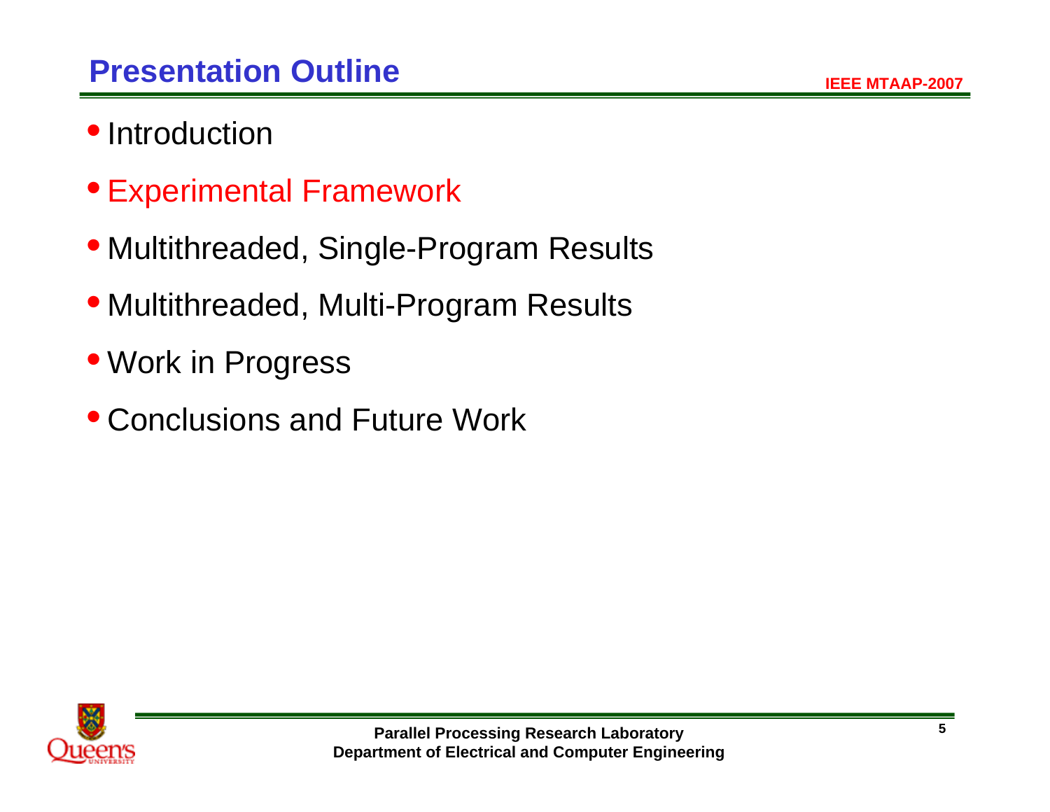# Presentation Outline

- Introduction
- Experimental Framework
- Multithreaded, Single-Program Results
- Multithreaded, Multi-Program Results
- Work in Progress
- Conclusions and Future Work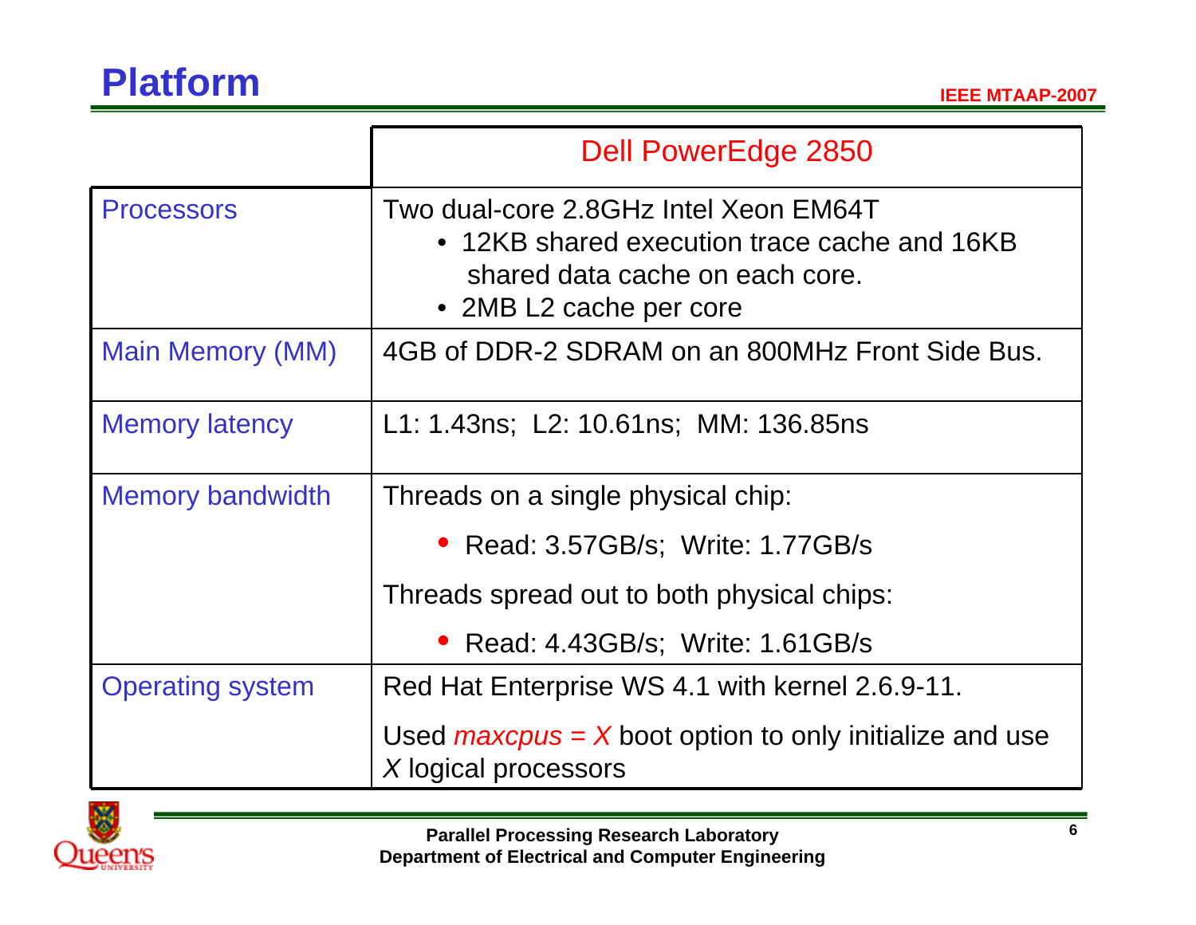# Platform

| | Dell PowerEdge 2850 |
|---|---|
| Processors | Two dual-core 2.8GHz Intel Xeon EM64T<br>• 12KB shared execution trace cache and 16KB shared data cache on each core.<br>• 2MB L2 cache per core |
| Main Memory (MM) | 4GB of DDR-2 SDRAM on an 800MHz Front Side Bus. |
| Memory latency | L1: 1.43ns; L2: 10.61ns; MM: 136.85ns |
| Memory bandwidth | Threads on a single physical chip:<br>• Read: 3.57GB/s; Write: 1.77GB/s<br>Threads spread out to both physical chips:<br>• Read: 4.43GB/s; Write: 1.61GB/s |
| Operating system | Red Hat Enterprise WS 4.1 with kernel 2.6.9-11.<br>Used *maxcpus = X* boot option to only initialize and use *X* logical processors |

Parallel Processing Research Laboratory
Department of Electrical and Computer Engineering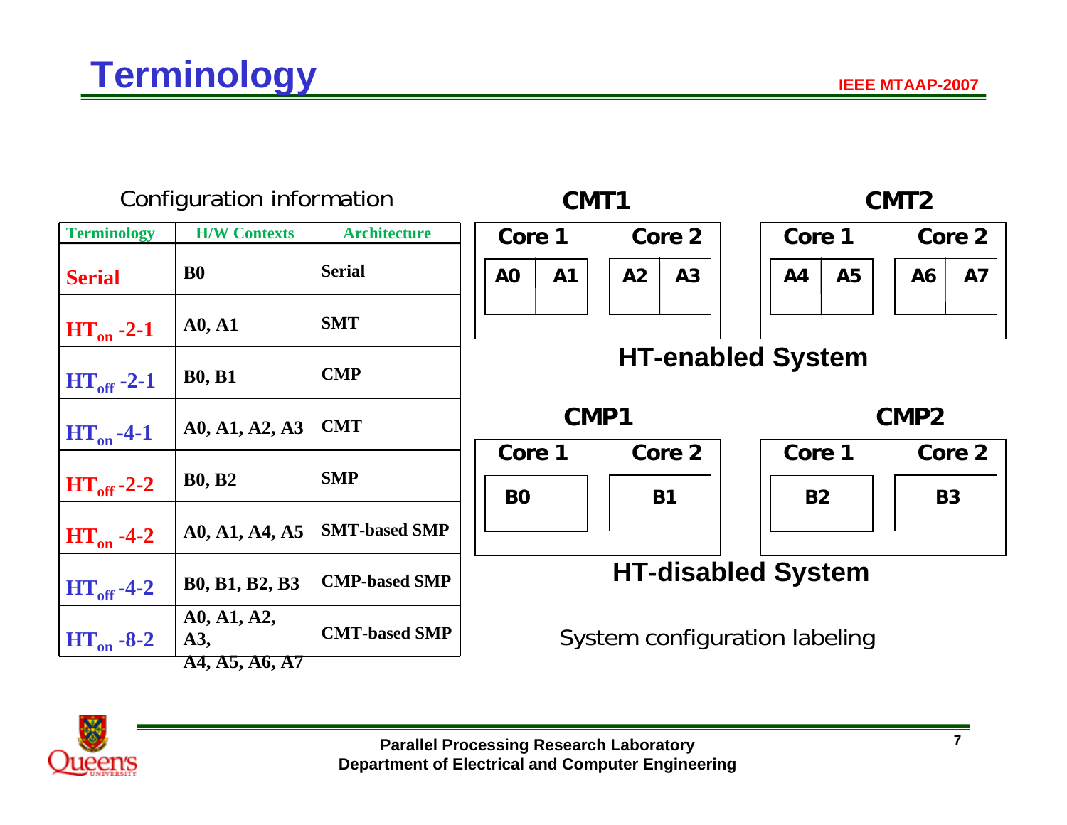# Terminology

Configuration information

| Terminology | H/W Contexts | Architecture |
|---|---|---|
| Serial | B0 | Serial |
| $HT_{on}$ -2-1 | A0, A1 | SMT |
| $HT_{off}$ -2-1 | B0, B1 | CMP |
| $HT_{on}$ -4-1 | A0, A1, A2, A3 | CMT |
| $HT_{off}$ -2-2 | B0, B2 | SMP |
| $HT_{on}$ -4-2 | A0, A1, A4, A5 | SMT-based SMP |
| $HT_{off}$ -4-2 | B0, B1, B2, B3 | CMP-based SMP |
| $HT_{on}$ -8-2 | A0, A1, A2, A3, A4, A5, A6, A7 | CMT-based SMP |

**HT-enabled System**

| CMT1 | | | | CMT2 | | | |
|---|---|---|---|---|---|---|---|
| Core 1 | | Core 2 | | Core 1 | | Core 2 | |
| A0 | A1 | A2 | A3 | A4 | A5 | A6 | A7 |

**HT-disabled System**

| CMP1 | | CMP2 | |
|---|---|---|---|
| Core 1 | Core 2 | Core 1 | Core 2 |
| B0 | B1 | B2 | B3 |

System configuration labeling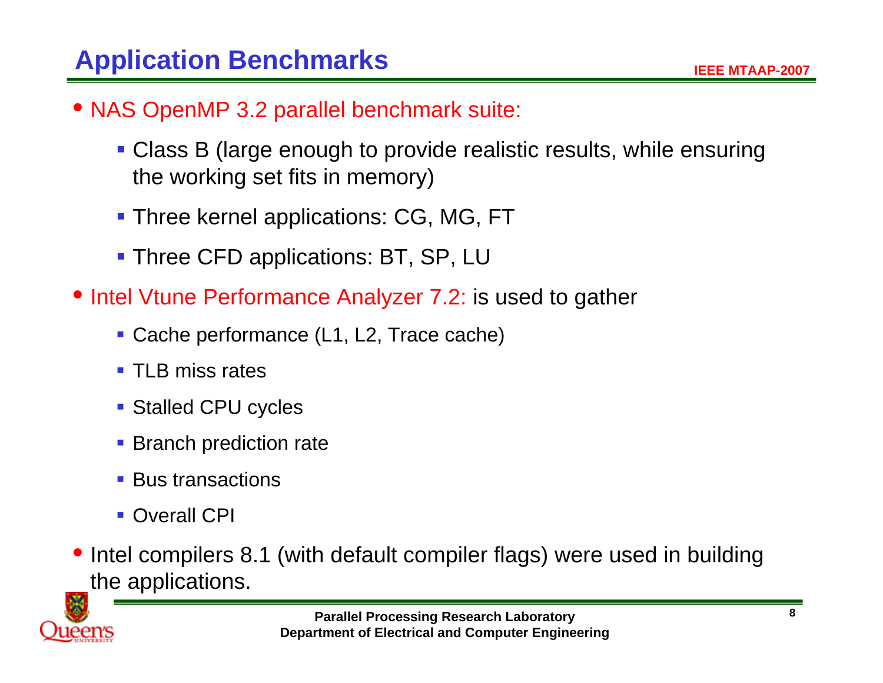## Application Benchmarks

- NAS OpenMP 3.2 parallel benchmark suite:
  - Class B (large enough to provide realistic results, while ensuring the working set fits in memory)
  - Three kernel applications: CG, MG, FT
  - Three CFD applications: BT, SP, LU
- Intel Vtune Performance Analyzer 7.2: is used to gather
  - Cache performance (L1, L2, Trace cache)
  - TLB miss rates
  - Stalled CPU cycles
  - Branch prediction rate
  - Bus transactions
  - Overall CPI
- Intel compilers 8.1 (with default compiler flags) were used in building the applications.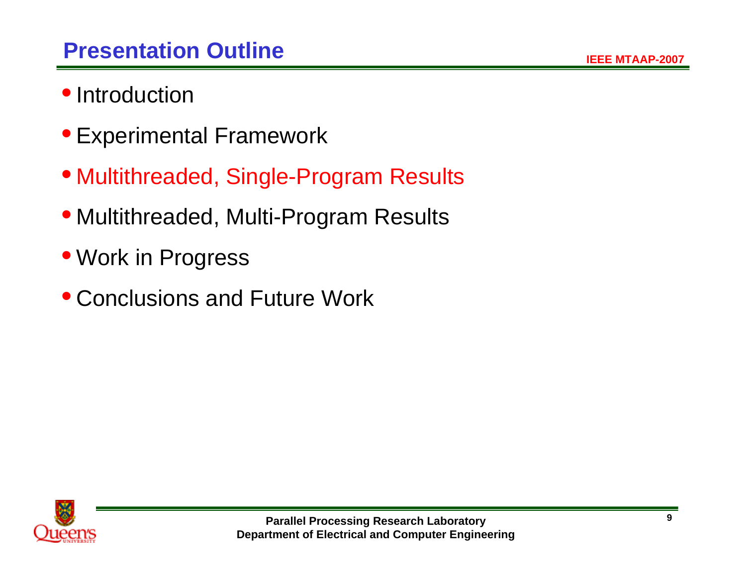## Presentation Outline

- Introduction
- Experimental Framework
- Multithreaded, Single-Program Results
- Multithreaded, Multi-Program Results
- Work in Progress
- Conclusions and Future Work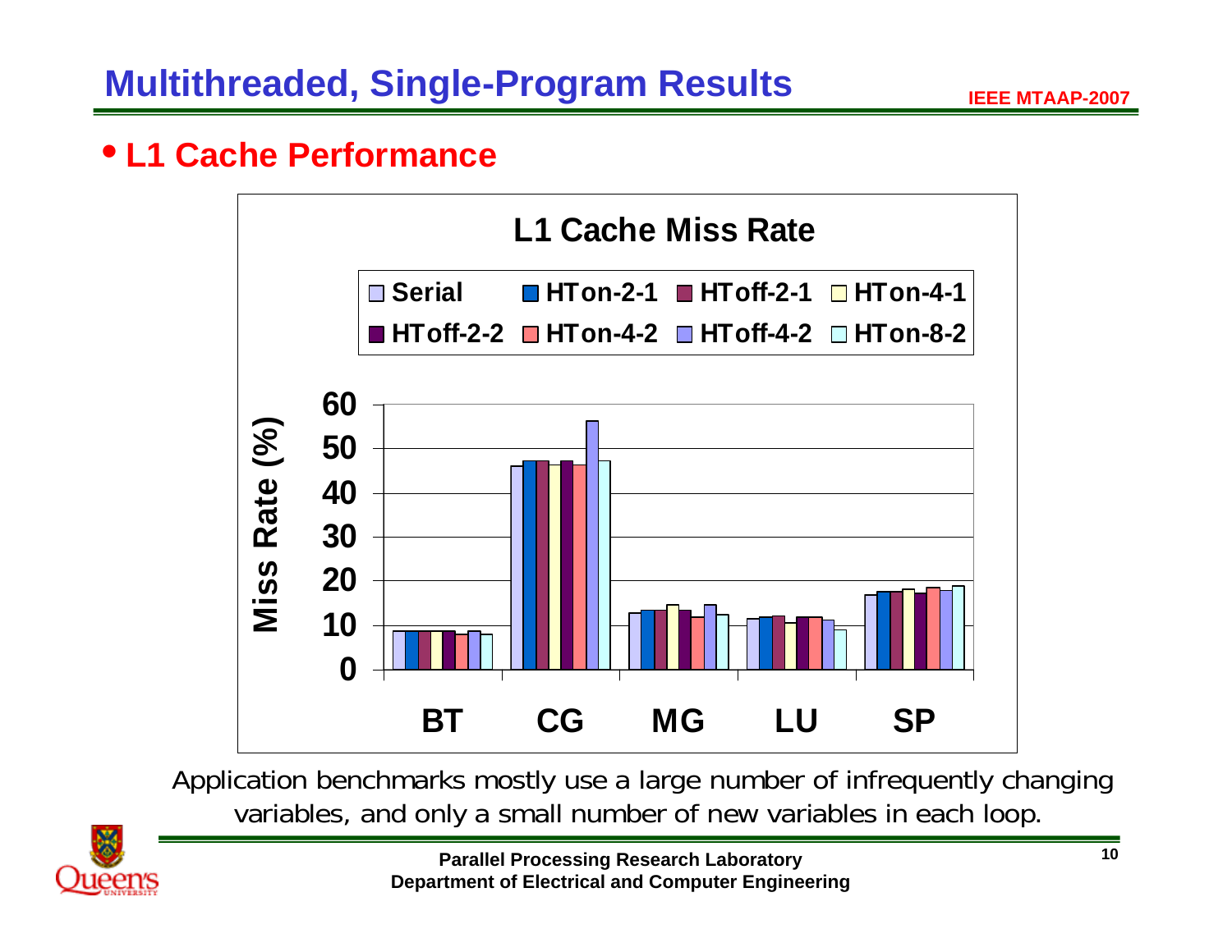# Multithreaded, Single-Program Results

- **L1 Cache Performance**

**L1 Cache Miss Rate**

Legend: Serial, HTon-2-1, HToff-2-1, HTon-4-1, HToff-2-2, HTon-4-2, HToff-4-2, HTon-8-2

Miss Rate (%) — 0, 10, 20, 30, 40, 50, 60

BT, CG, MG, LU, SP

Application benchmarks mostly use a large number of infrequently changing variables, and only a small number of new variables in each loop.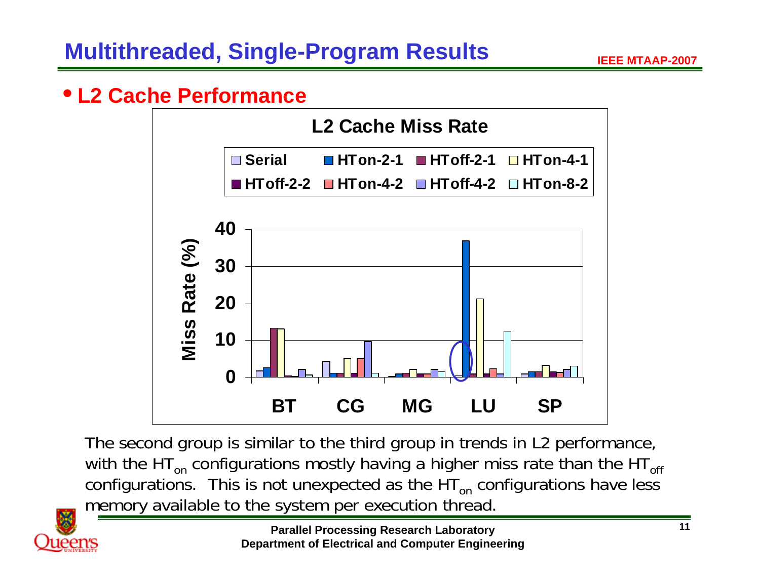# Multithreaded, Single-Program Results

- **L2 Cache Performance**

**L2 Cache Miss Rate**

The second group is similar to the third group in trends in L2 performance, with the $HT_{on}$ configurations mostly having a higher miss rate than the $HT_{off}$ configurations. This is not unexpected as the $HT_{on}$ configurations have less memory available to the system per execution thread.

Parallel Processing Research Laboratory
Department of Electrical and Computer Engineering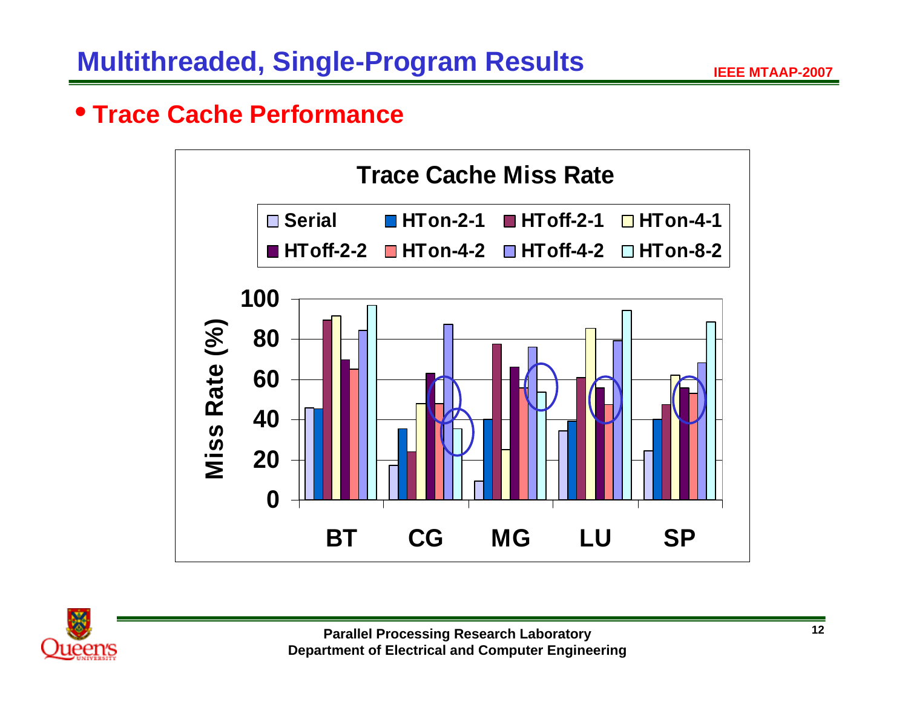# Multithreaded, Single-Program Results

- **Trace Cache Performance**

**Trace Cache Miss Rate**

Legend: Serial, HTon-2-1, HToff-2-1, HTon-4-1, HToff-2-2, HTon-4-2, HToff-4-2, HTon-8-2

Y-axis: Miss Rate (%) (0–100)

X-axis: BT, CG, MG, LU, SP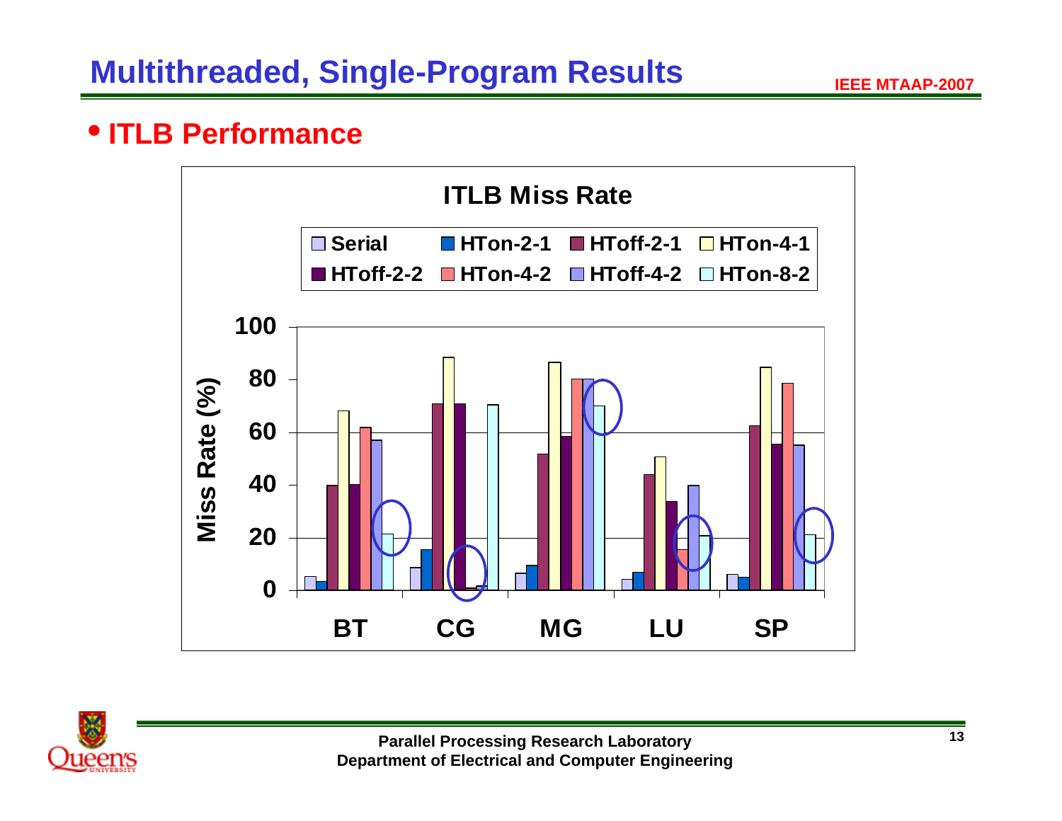# Multithreaded, Single-Program Results

- **ITLB Performance**

**ITLB Miss Rate**

Legend: Serial, HTon-2-1, HToff-2-1, HTon-4-1, HToff-2-2, HTon-4-2, HToff-4-2, HTon-8-2

Miss Rate (%)

100
80
60
40
20
0

BT CG MG LU SP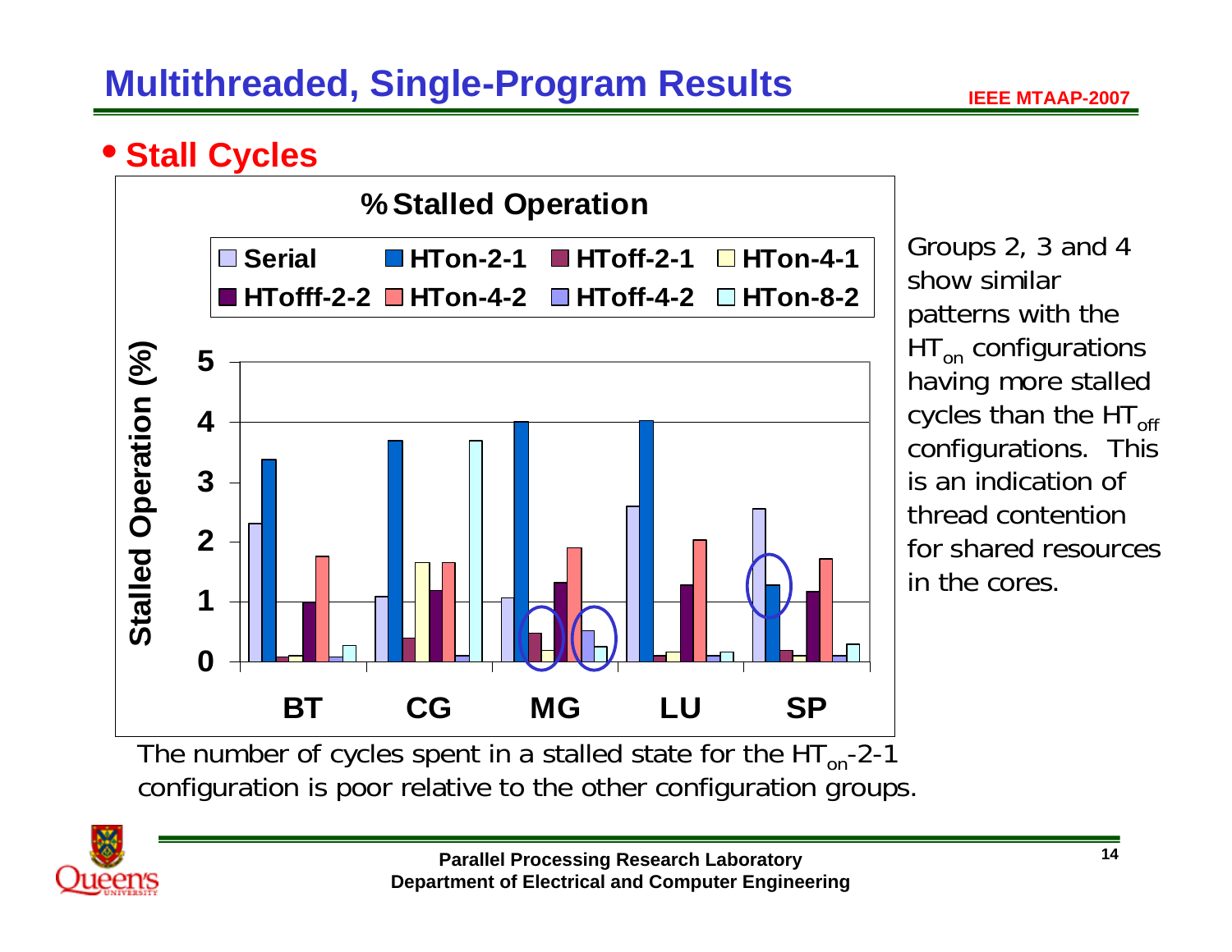# Multithreaded, Single-Program Results

- **Stall Cycles**

**% Stalled Operation**

Legend: Serial, HTon-2-1, HToff-2-1, HTon-4-1, HTofff-2-2, HTon-4-2, HToff-4-2, HTon-8-2

Y-axis: Stalled Operation (%) — 0, 1, 2, 3, 4, 5

X-axis: BT, CG, MG, LU, SP

Groups 2, 3 and 4 show similar patterns with the $HT_{on}$ configurations having more stalled cycles than the $HT_{off}$ configurations. This is an indication of thread contention for shared resources in the cores.

The number of cycles spent in a stalled state for the $HT_{on}$-2-1 configuration is poor relative to the other configuration groups.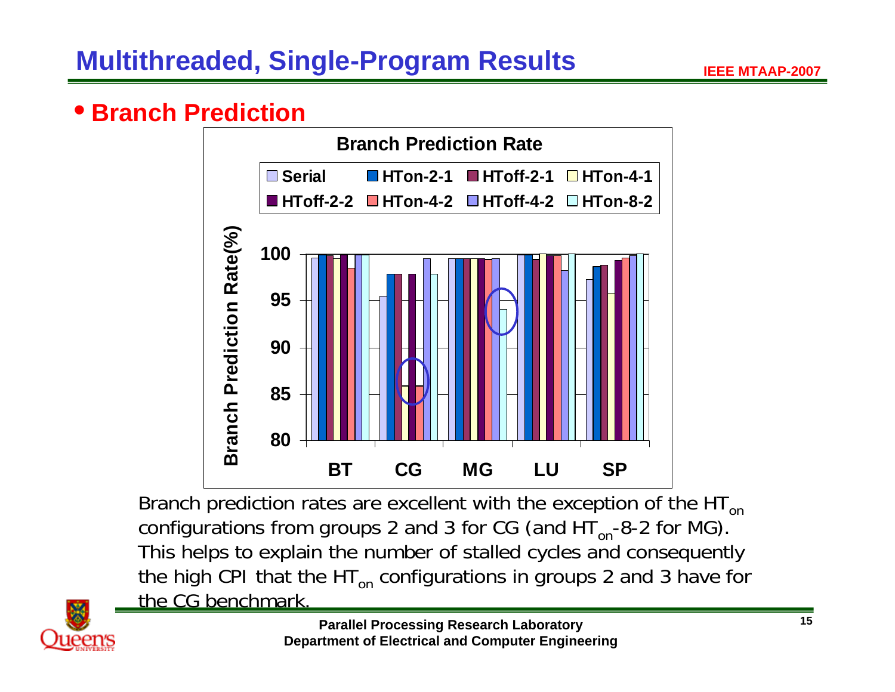# Multithreaded, Single-Program Results

- **Branch Prediction**

**Branch Prediction Rate**

Legend: Serial, HTon-2-1, HToff-2-1, HTon-4-1, HToff-2-2, HTon-4-2, HToff-4-2, HTon-8-2

Y-axis: Branch Prediction Rate(%) — 80, 85, 90, 95, 100

X-axis: BT, CG, MG, LU, SP

Branch prediction rates are excellent with the exception of the $HT_{on}$ configurations from groups 2 and 3 for CG (and $HT_{on}$-8-2 for MG). This helps to explain the number of stalled cycles and consequently the high CPI that the $HT_{on}$ configurations in groups 2 and 3 have for the CG benchmark.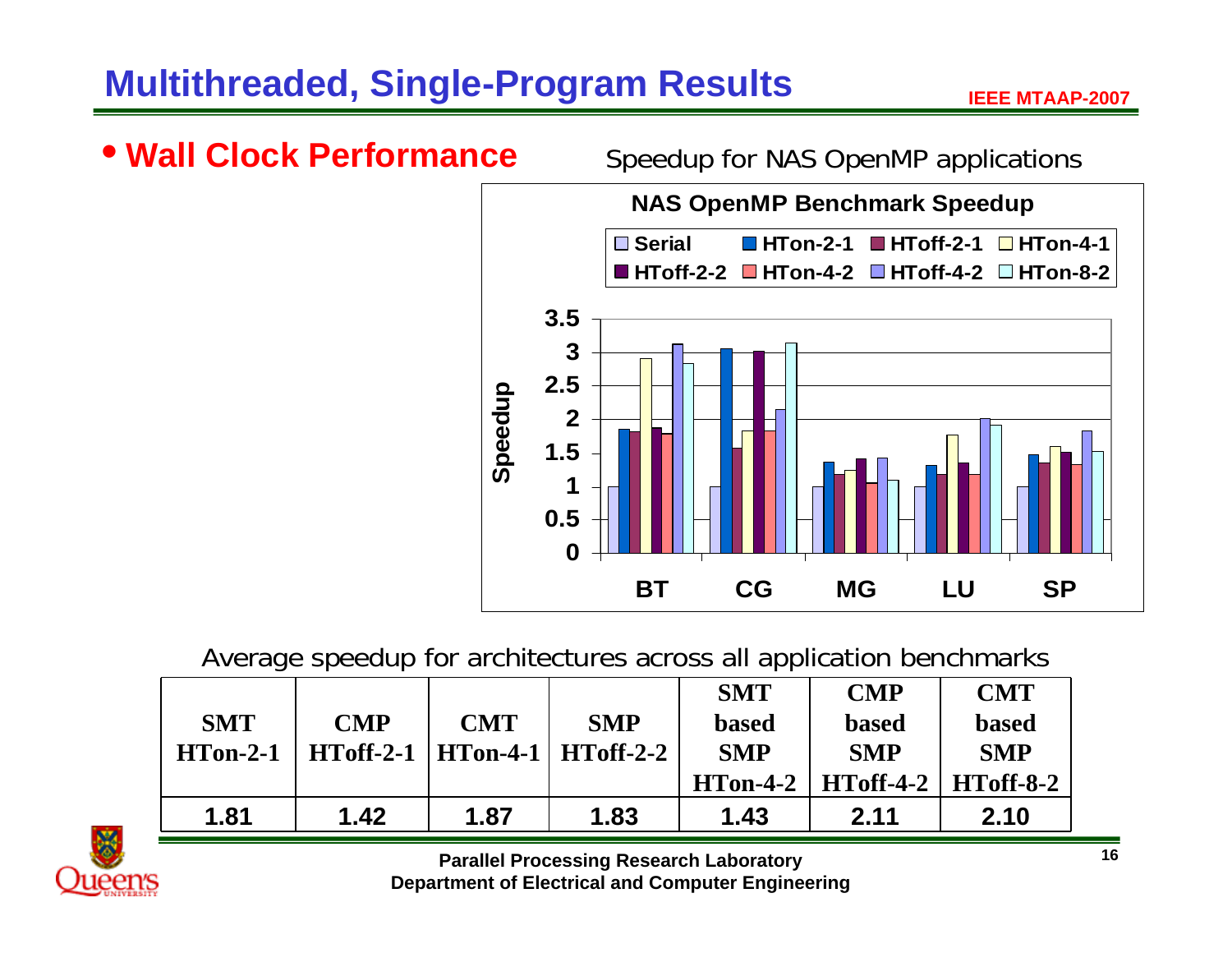# Multithreaded, Single-Program Results

- **Wall Clock Performance**

Speedup for NAS OpenMP applications

Average speedup for architectures across all application benchmarks

| SMT HTon-2-1 | CMP HToff-2-1 | CMT HTon-4-1 | SMP HToff-2-2 | SMT based SMP HTon-4-2 | CMP based SMP HToff-4-2 | CMT based SMP HToff-8-2 |
|---|---|---|---|---|---|---|
| 1.81 | 1.42 | 1.87 | 1.83 | 1.43 | 2.11 | 2.10 |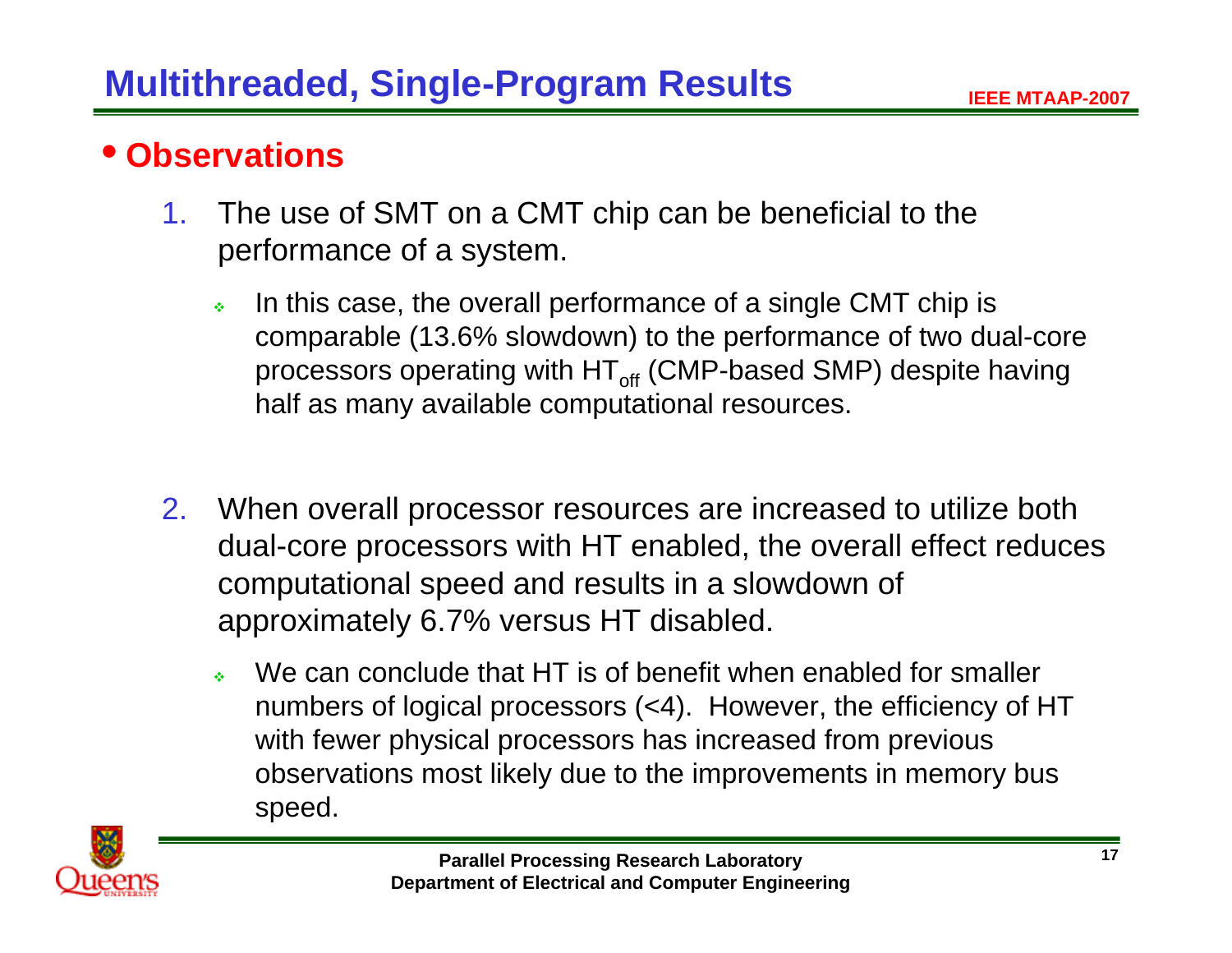# Multithreaded, Single-Program Results

- **Observations**

1. The use of SMT on a CMT chip can be beneficial to the performance of a system.
   - In this case, the overall performance of a single CMT chip is comparable (13.6% slowdown) to the performance of two dual-core processors operating with $HT_{off}$ (CMP-based SMP) despite having half as many available computational resources.

2. When overall processor resources are increased to utilize both dual-core processors with HT enabled, the overall effect reduces computational speed and results in a slowdown of approximately 6.7% versus HT disabled.
   - We can conclude that HT is of benefit when enabled for smaller numbers of logical processors (<4). However, the efficiency of HT with fewer physical processors has increased from previous observations most likely due to the improvements in memory bus speed.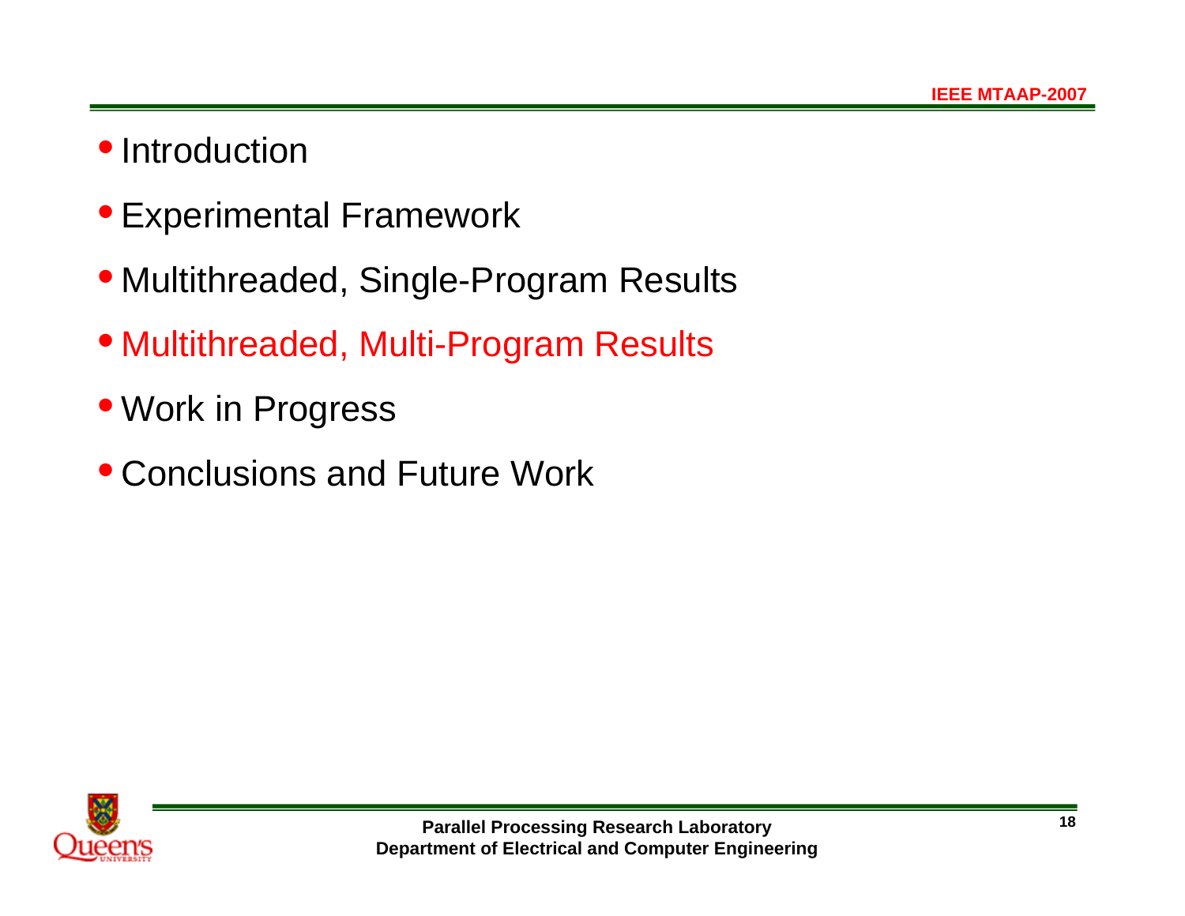- Introduction
- Experimental Framework
- Multithreaded, Single-Program Results
- Multithreaded, Multi-Program Results
- Work in Progress
- Conclusions and Future Work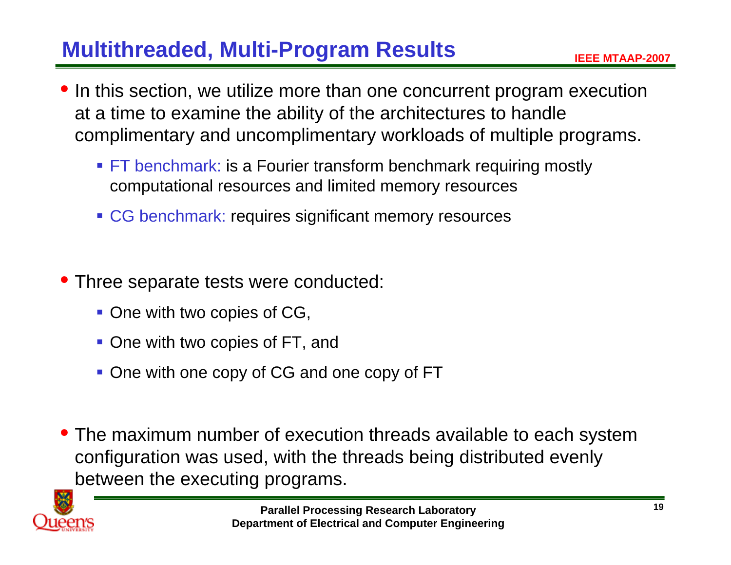# Multithreaded, Multi-Program Results

- In this section, we utilize more than one concurrent program execution at a time to examine the ability of the architectures to handle complimentary and uncomplimentary workloads of multiple programs.
  - FT benchmark: is a Fourier transform benchmark requiring mostly computational resources and limited memory resources
  - CG benchmark: requires significant memory resources
- Three separate tests were conducted:
  - One with two copies of CG,
  - One with two copies of FT, and
  - One with one copy of CG and one copy of FT
- The maximum number of execution threads available to each system configuration was used, with the threads being distributed evenly between the executing programs.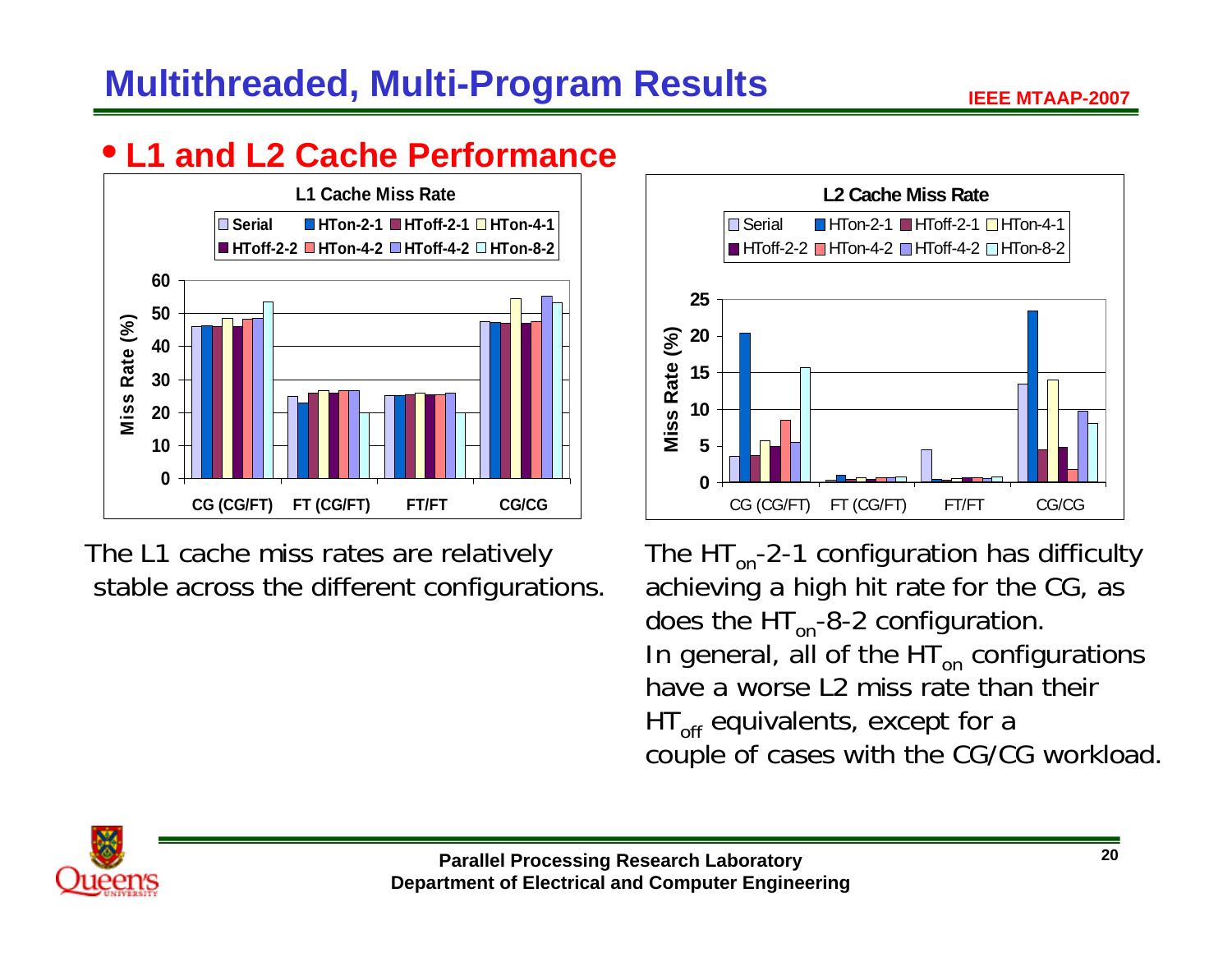# Multithreaded, Multi-Program Results

- **L1 and L2 Cache Performance**

**L1 Cache Miss Rate**

Legend: Serial, HTon-2-1, HToff-2-1, HTon-4-1, HToff-2-2, HTon-4-2, HToff-4-2, HTon-8-2

Y-axis: Miss Rate (%) (0–60)

X-axis: CG (CG/FT), FT (CG/FT), FT/FT, CG/CG

**L2 Cache Miss Rate**

Legend: Serial, HTon-2-1, HToff-2-1, HTon-4-1, HToff-2-2, HTon-4-2, HToff-4-2, HTon-8-2

Y-axis: Miss Rate (%) (0–25)

X-axis: CG (CG/FT), FT (CG/FT), FT/FT, CG/CG

The L1 cache miss rates are relatively stable across the different configurations.

The $HT_{on}$-2-1 configuration has difficulty achieving a high hit rate for the CG, as does the $HT_{on}$-8-2 configuration. In general, all of the $HT_{on}$ configurations have a worse L2 miss rate than their $HT_{off}$ equivalents, except for a couple of cases with the CG/CG workload.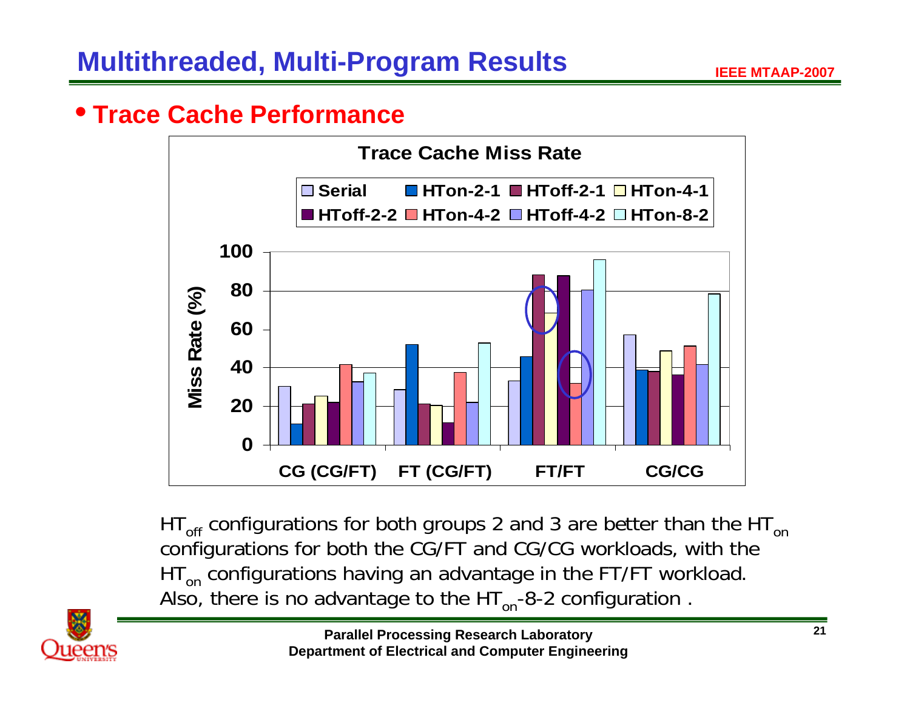# Multithreaded, Multi-Program Results

- **Trace Cache Performance**

**Trace Cache Miss Rate**

Legend: Serial, HTon-2-1, HToff-2-1, HTon-4-1, HToff-2-2, HTon-4-2, HToff-4-2, HTon-8-2

Y-axis: Miss Rate (%) — 0, 20, 40, 60, 80, 100

X-axis: CG (CG/FT), FT (CG/FT), FT/FT, CG/CG

$HT_{off}$ configurations for both groups 2 and 3 are better than the $HT_{on}$ configurations for both the CG/FT and CG/CG workloads, with the $HT_{on}$ configurations having an advantage in the FT/FT workload. Also, there is no advantage to the $HT_{on}$-8-2 configuration .

Parallel Processing Research Laboratory
Department of Electrical and Computer Engineering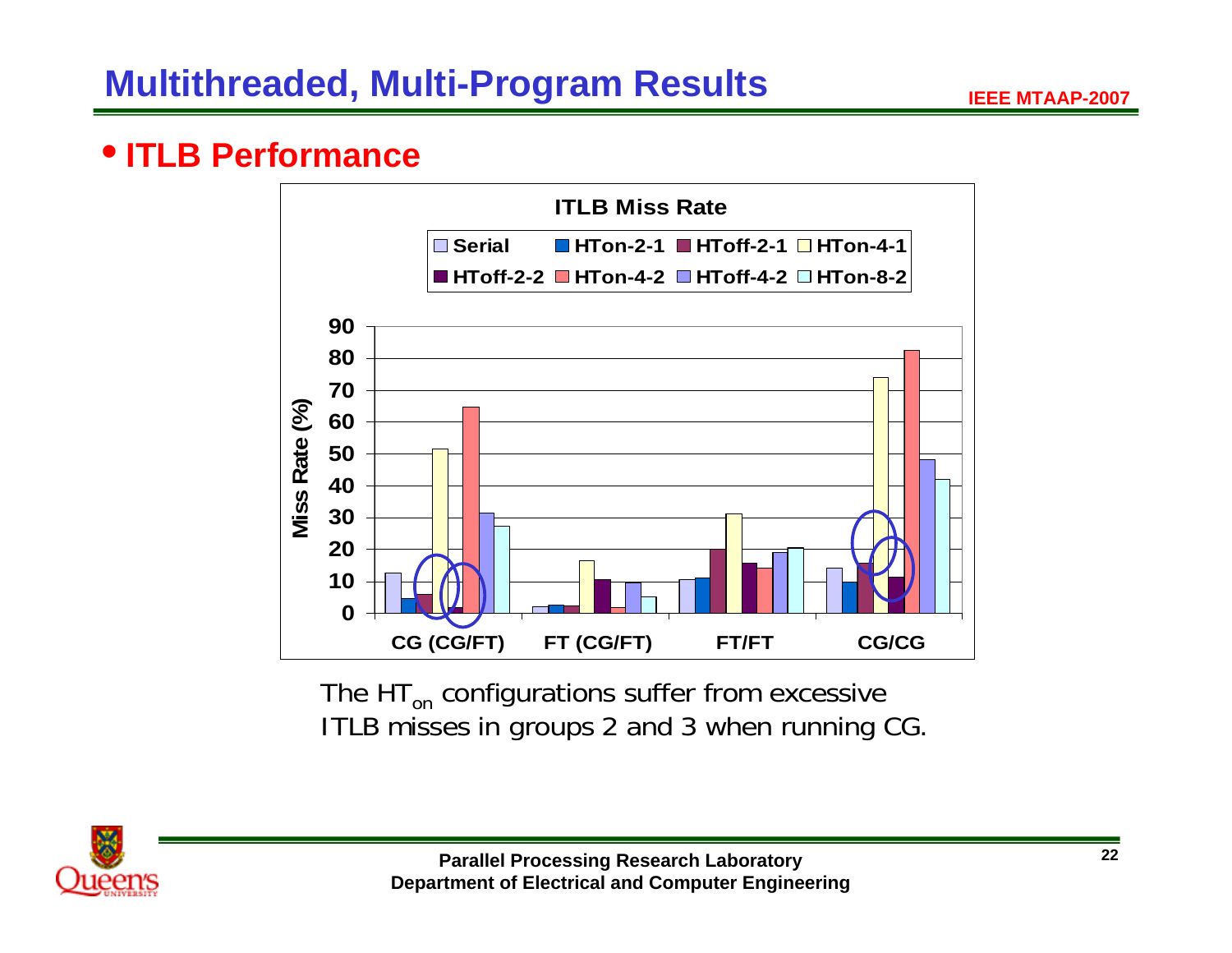# Multithreaded, Multi-Program Results

- **ITLB Performance**

The $HT_{on}$ configurations suffer from excessive ITLB misses in groups 2 and 3 when running CG.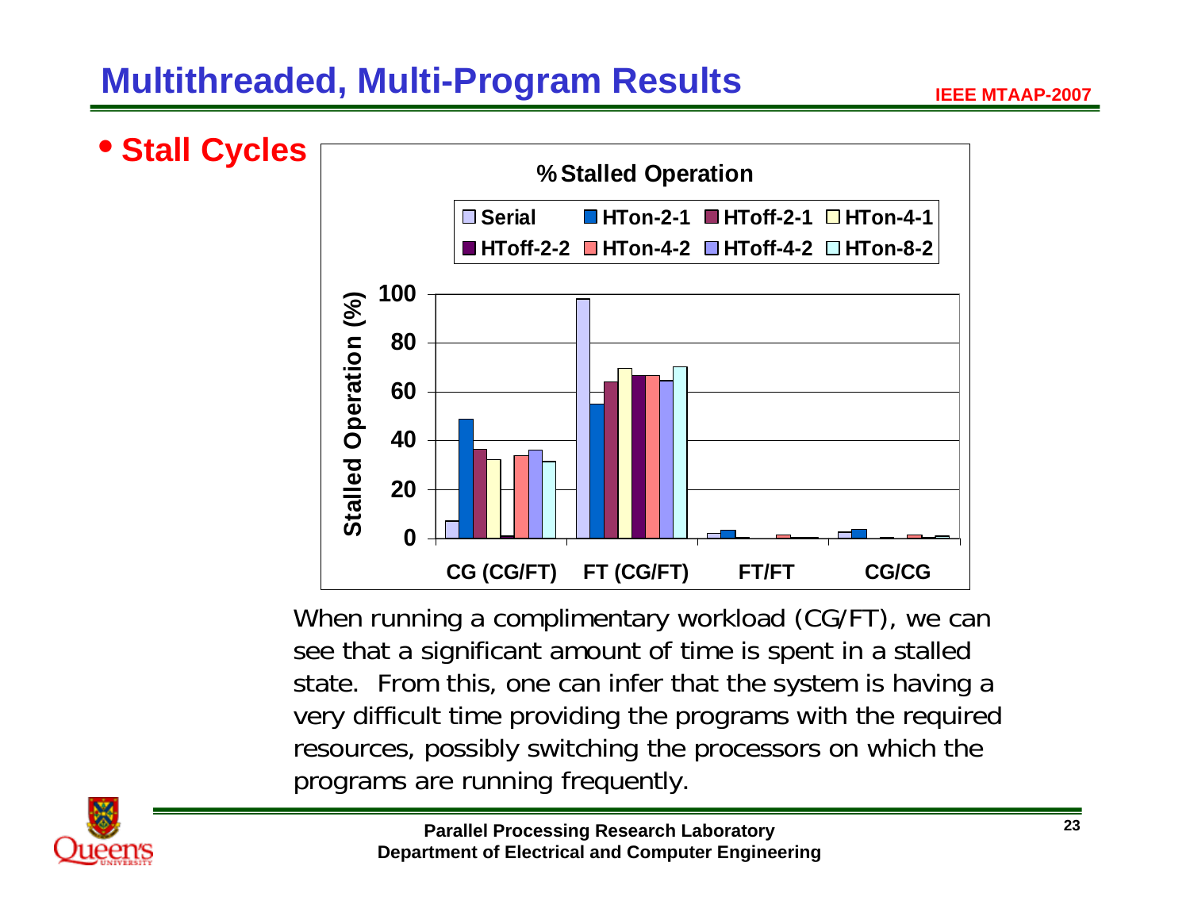# Multithreaded, Multi-Program Results

- **Stall Cycles**

**% Stalled Operation**

Legend: Serial, HTon-2-1, HToff-2-1, HTon-4-1, HToff-2-2, HTon-4-2, HToff-4-2, HTon-8-2

Y-axis: Stalled Operation (%) — 0, 20, 40, 60, 80, 100

X-axis: CG (CG/FT), FT (CG/FT), FT/FT, CG/CG

When running a complimentary workload (CG/FT), we can see that a significant amount of time is spent in a stalled state. From this, one can infer that the system is having a very difficult time providing the programs with the required resources, possibly switching the processors on which the programs are running frequently.

**Parallel Processing Research Laboratory**
**Department of Electrical and Computer Engineering**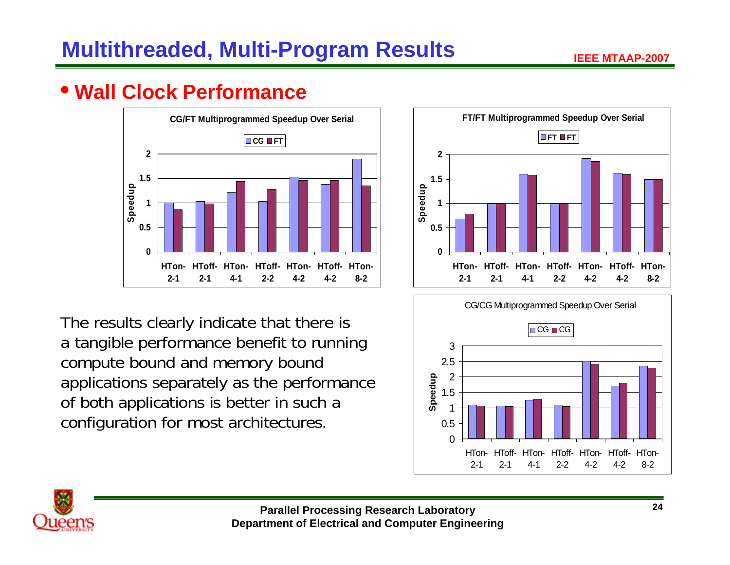# Multithreaded, Multi-Program Results

- **Wall Clock Performance**

**CG/FT Multiprogrammed Speedup Over Serial**

**FT/FT Multiprogrammed Speedup Over Serial**

**CG/CG Multiprogrammed Speedup Over Serial**

The results clearly indicate that there is a tangible performance benefit to running compute bound and memory bound applications separately as the performance of both applications is better in such a configuration for most architectures.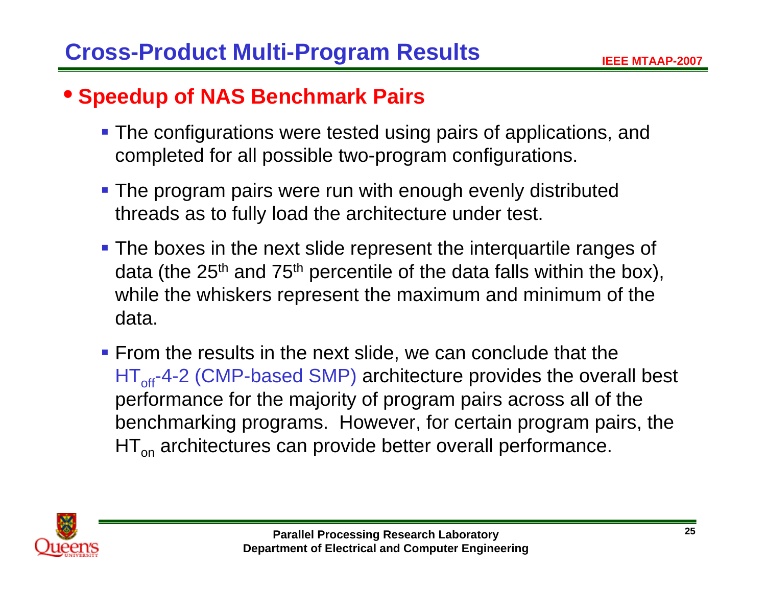# Cross-Product Multi-Program Results

- **Speedup of NAS Benchmark Pairs**
  - The configurations were tested using pairs of applications, and completed for all possible two-program configurations.
  - The program pairs were run with enough evenly distributed threads as to fully load the architecture under test.
  - The boxes in the next slide represent the interquartile ranges of data (the $25^{th}$ and $75^{th}$ percentile of the data falls within the box), while the whiskers represent the maximum and minimum of the data.
  - From the results in the next slide, we can conclude that the $HT_{off}$-4-2 (CMP-based SMP) architecture provides the overall best performance for the majority of program pairs across all of the benchmarking programs. However, for certain program pairs, the $HT_{on}$ architectures can provide better overall performance.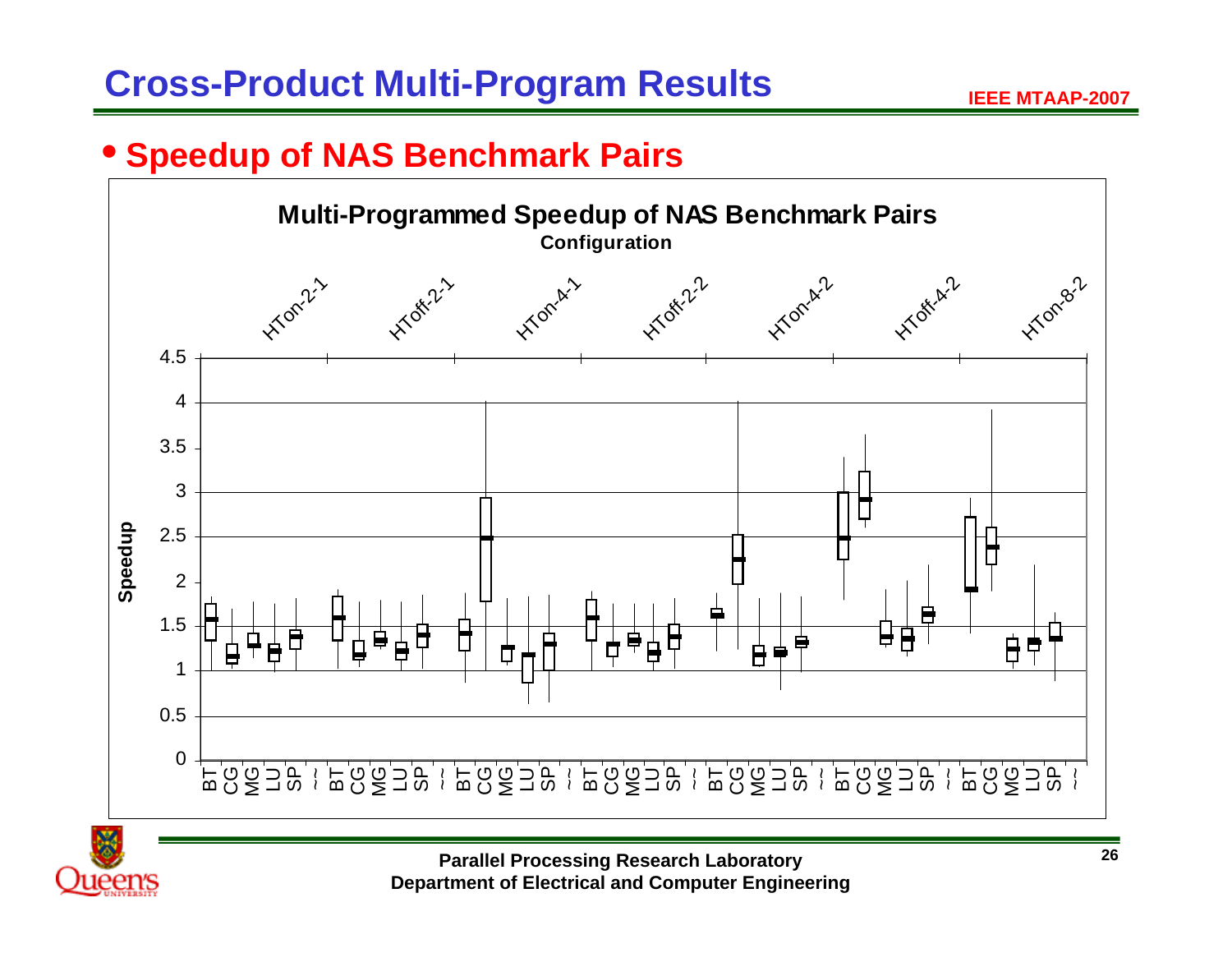# Cross-Product Multi-Program Results

- **Speedup of NAS Benchmark Pairs**

**Multi-Programmed Speedup of NAS Benchmark Pairs**

**Configuration**

HTon-2-1 HToff-2-1 HTon-4-1 HToff-2-2 HTon-4-2 HToff-4-2 HTon-8-2

Speedup: 0, 0.5, 1, 1.5, 2, 2.5, 3, 3.5, 4, 4.5

BT CG MG LU SP ~ BT CG MG LU SP ~ BT CG MG LU SP ~ BT CG MG LU SP ~ BT CG MG LU SP ~ BT CG MG LU SP ~ BT CG MG LU SP ~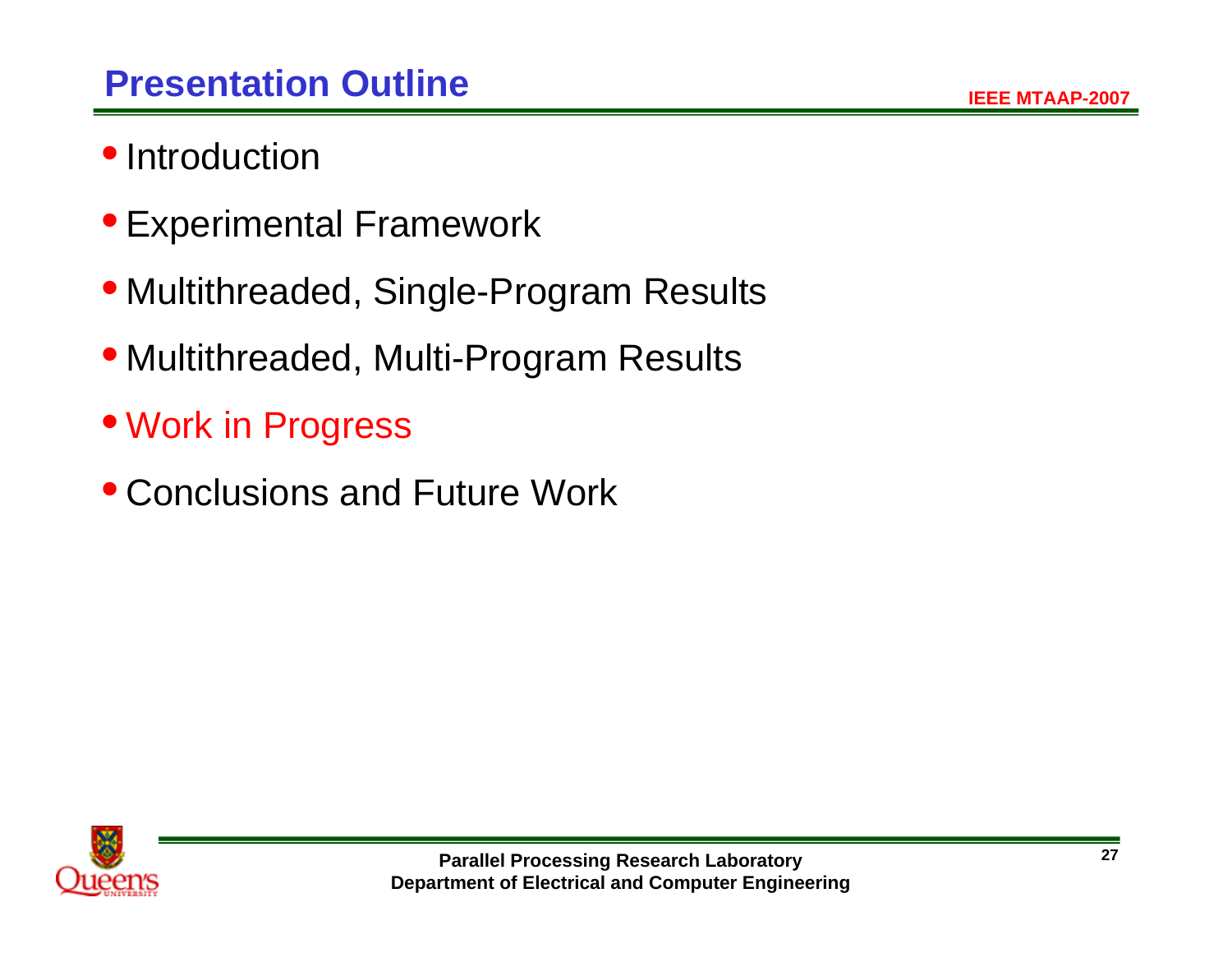# Presentation Outline

- Introduction
- Experimental Framework
- Multithreaded, Single-Program Results
- Multithreaded, Multi-Program Results
- Work in Progress
- Conclusions and Future Work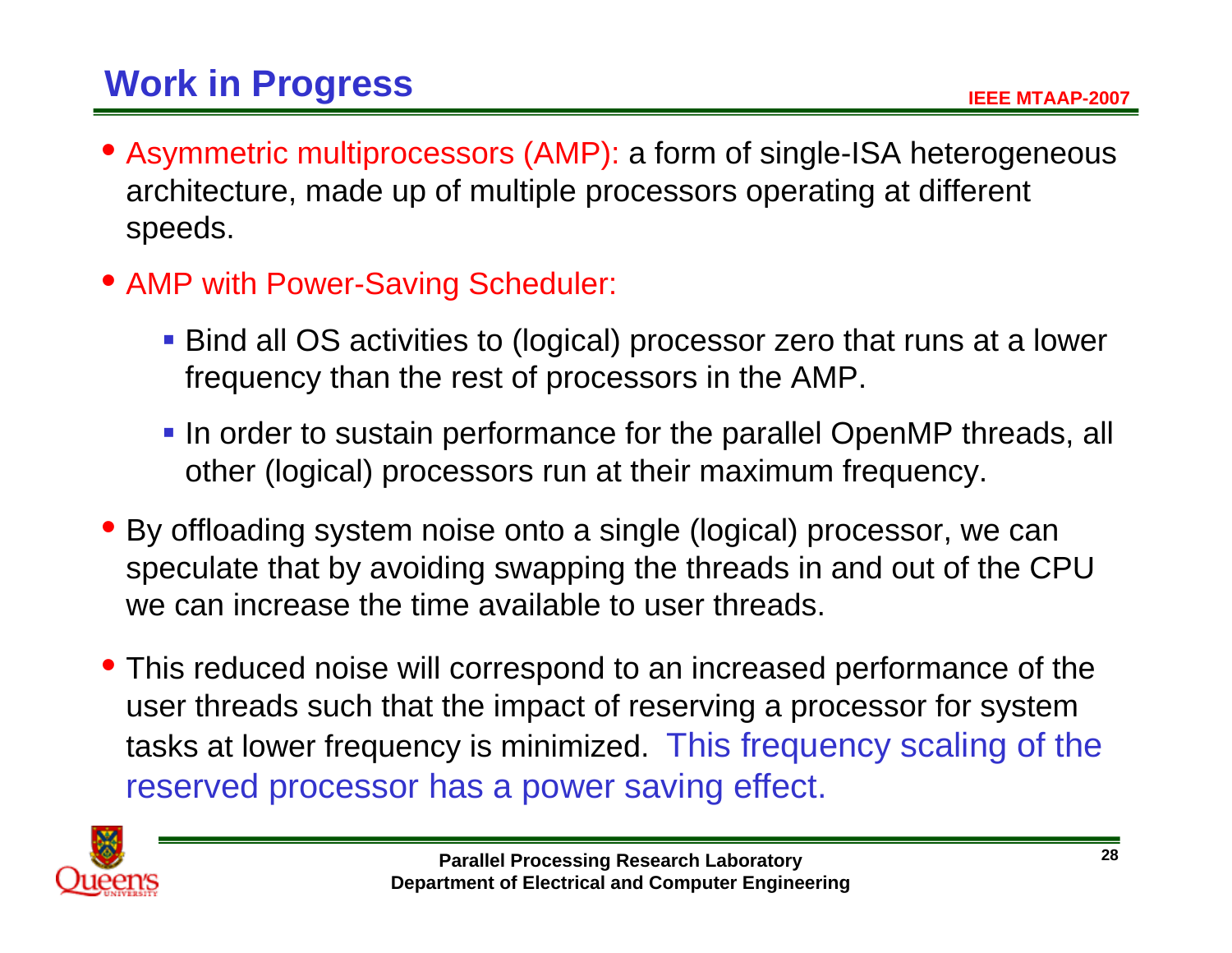## Work in Progress

- Asymmetric multiprocessors (AMP): a form of single-ISA heterogeneous architecture, made up of multiple processors operating at different speeds.
- AMP with Power-Saving Scheduler:
  - Bind all OS activities to (logical) processor zero that runs at a lower frequency than the rest of processors in the AMP.
  - In order to sustain performance for the parallel OpenMP threads, all other (logical) processors run at their maximum frequency.
- By offloading system noise onto a single (logical) processor, we can speculate that by avoiding swapping the threads in and out of the CPU we can increase the time available to user threads.
- This reduced noise will correspond to an increased performance of the user threads such that the impact of reserving a processor for system tasks at lower frequency is minimized. This frequency scaling of the reserved processor has a power saving effect.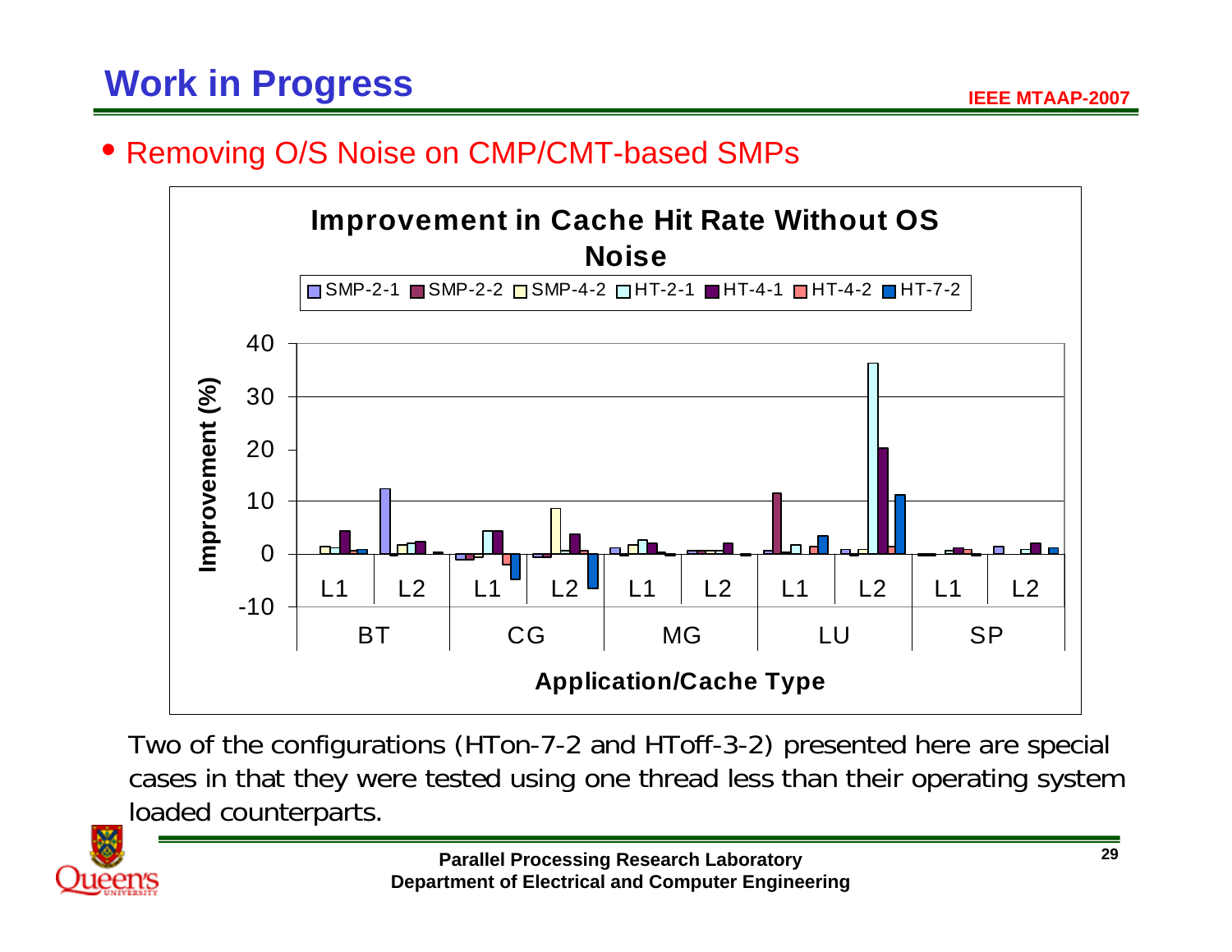# Work in Progress

- Removing O/S Noise on CMP/CMT-based SMPs

**Improvement in Cache Hit Rate Without OS Noise**

Legend: SMP-2-1, SMP-2-2, SMP-4-2, HT-2-1, HT-4-1, HT-4-2, HT-7-2

Y-axis: Improvement (%) (from -10 to 40)

X-axis: Application/Cache Type — BT (L1, L2), CG (L1, L2), MG (L1, L2), LU (L1, L2), SP (L1, L2)

Two of the configurations (HTon-7-2 and HToff-3-2) presented here are special cases in that they were tested using one thread less than their operating system loaded counterparts.

Parallel Processing Research Laboratory
Department of Electrical and Computer Engineering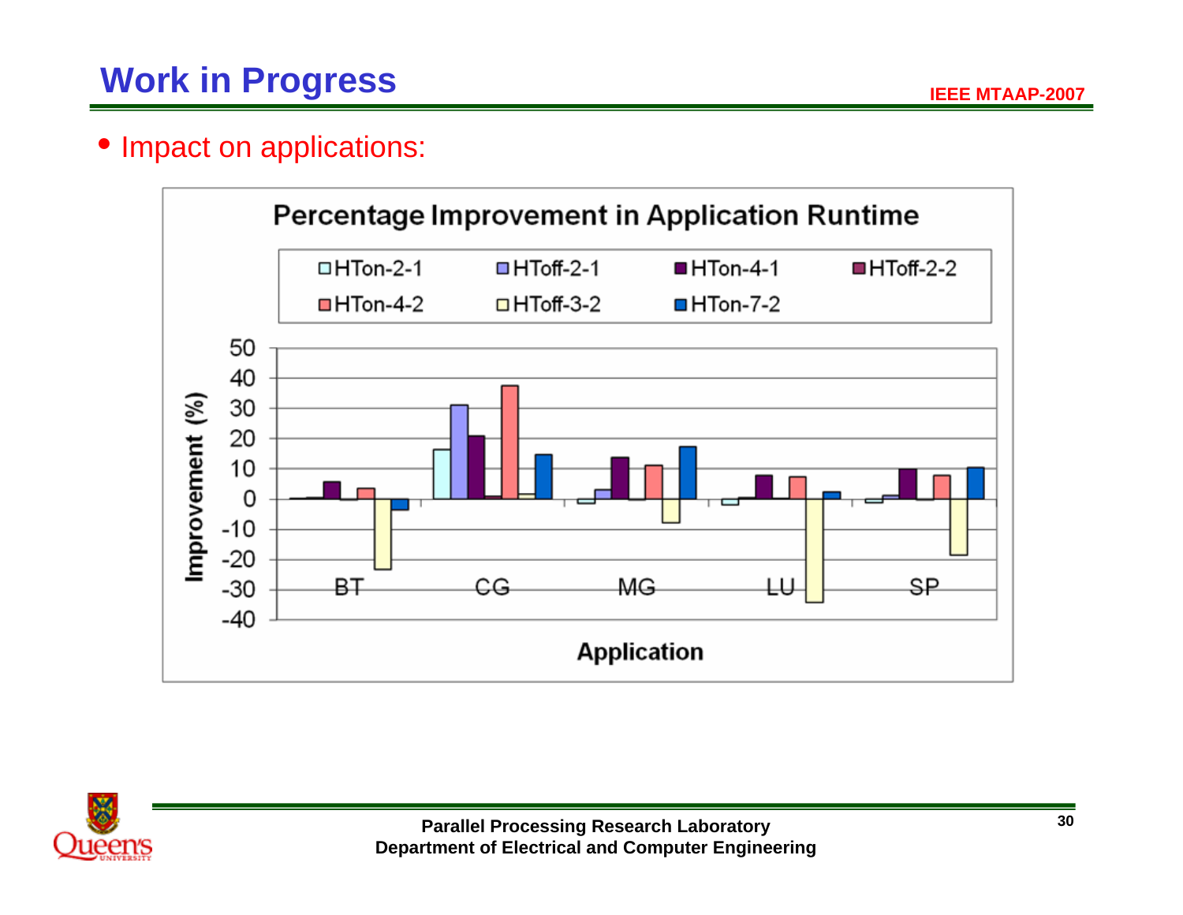# Work in Progress

- Impact on applications:

**Percentage Improvement in Application Runtime**

Legend: HTon-2-1, HToff-2-1, HTon-4-1, HToff-2-2, HTon-4-2, HToff-3-2, HTon-7-2

Y-axis: Improvement (%) (from -40 to 50)

X-axis: Application (BT, CG, MG, LU, SP)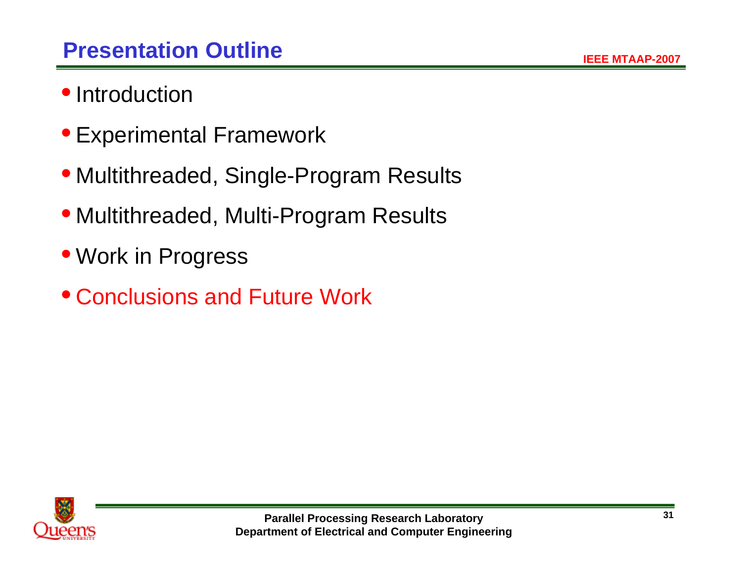## Presentation Outline

- Introduction
- Experimental Framework
- Multithreaded, Single-Program Results
- Multithreaded, Multi-Program Results
- Work in Progress
- Conclusions and Future Work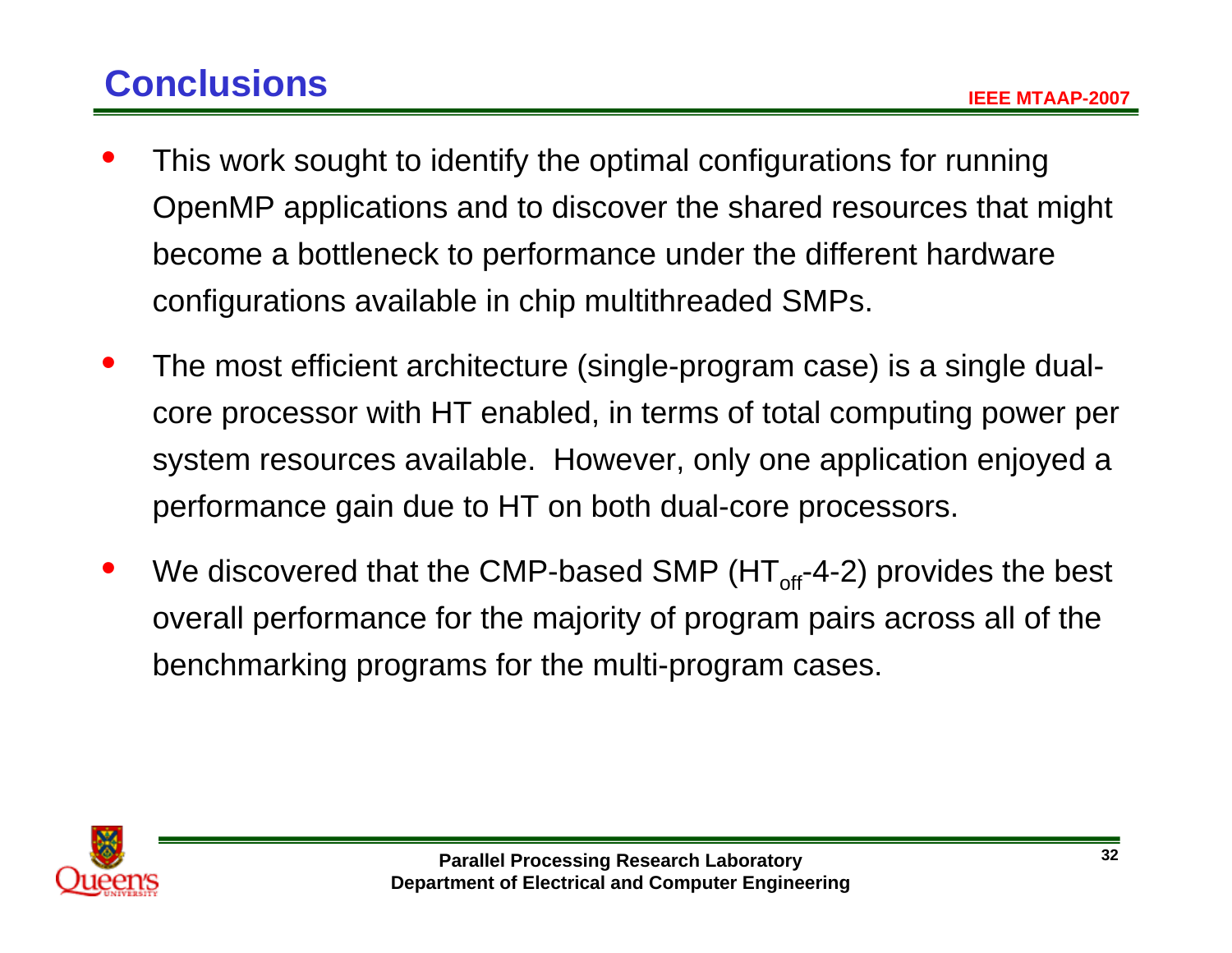# Conclusions

- This work sought to identify the optimal configurations for running OpenMP applications and to discover the shared resources that might become a bottleneck to performance under the different hardware configurations available in chip multithreaded SMPs.
- The most efficient architecture (single-program case) is a single dual-core processor with HT enabled, in terms of total computing power per system resources available. However, only one application enjoyed a performance gain due to HT on both dual-core processors.
- We discovered that the CMP-based SMP ($HT_{off}$-4-2) provides the best overall performance for the majority of program pairs across all of the benchmarking programs for the multi-program cases.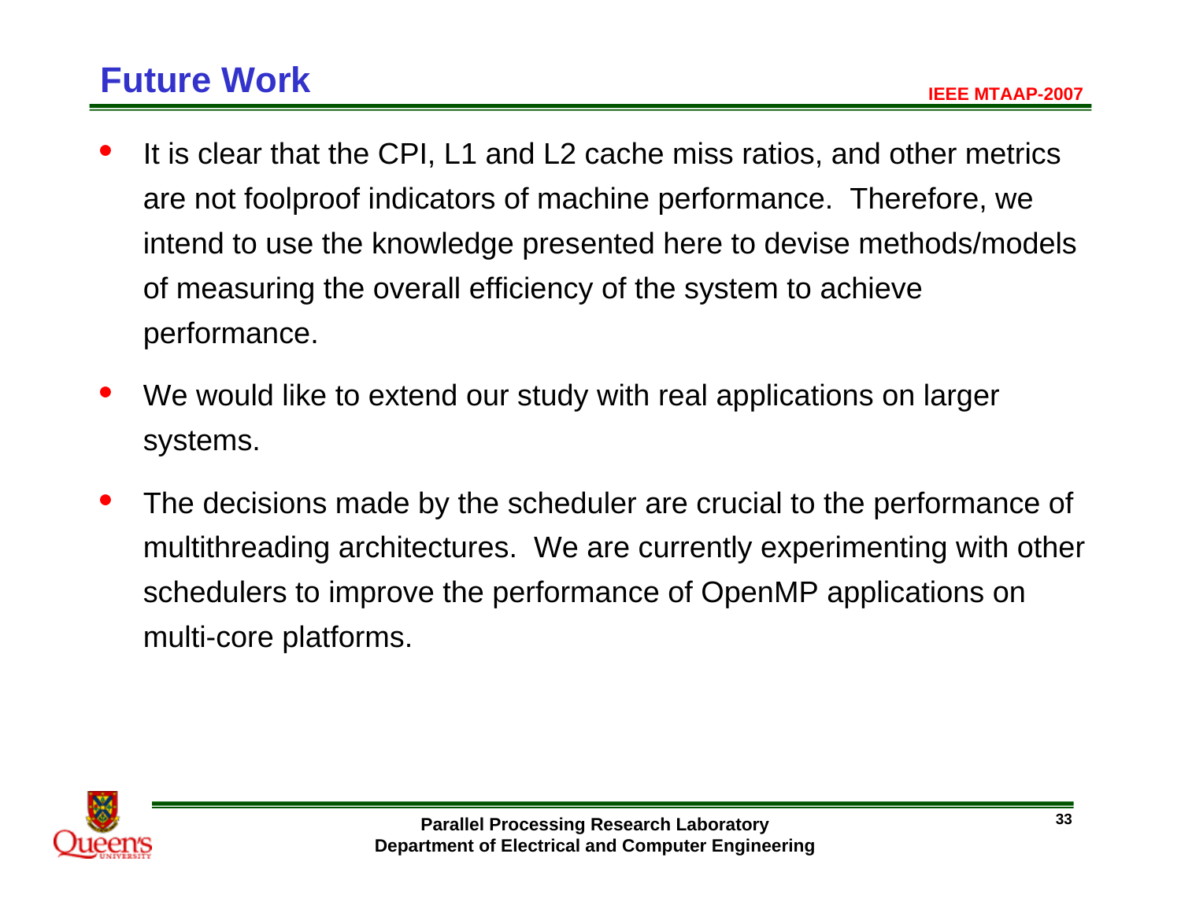# Future Work

- It is clear that the CPI, L1 and L2 cache miss ratios, and other metrics are not foolproof indicators of machine performance. Therefore, we intend to use the knowledge presented here to devise methods/models of measuring the overall efficiency of the system to achieve performance.
- We would like to extend our study with real applications on larger systems.
- The decisions made by the scheduler are crucial to the performance of multithreading architectures. We are currently experimenting with other schedulers to improve the performance of OpenMP applications on multi-core platforms.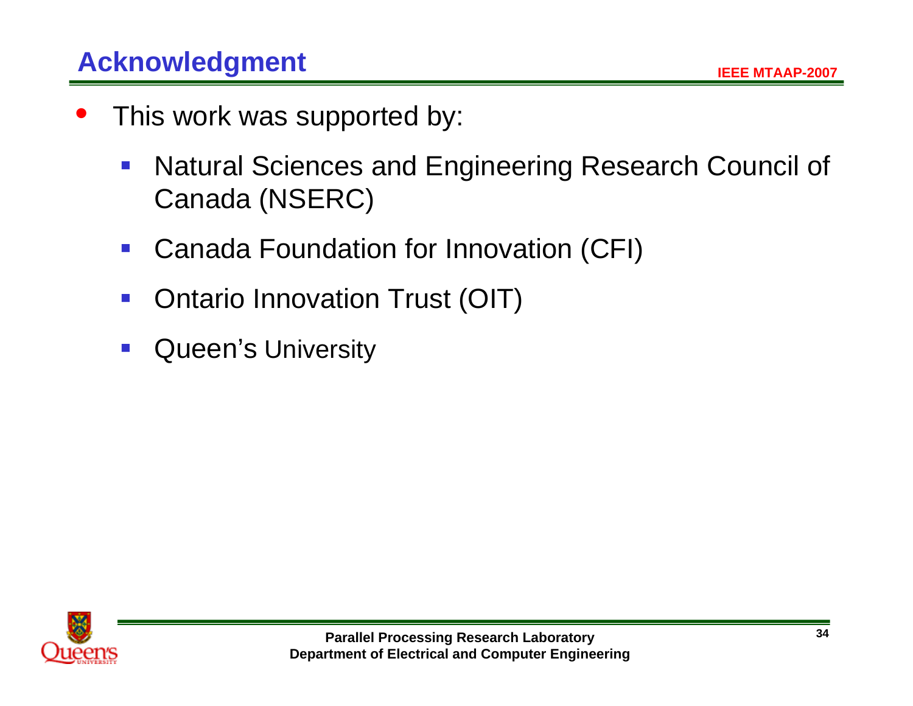## Acknowledgment

- This work was supported by:
  - Natural Sciences and Engineering Research Council of Canada (NSERC)
  - Canada Foundation for Innovation (CFI)
  - Ontario Innovation Trust (OIT)
  - Queen's University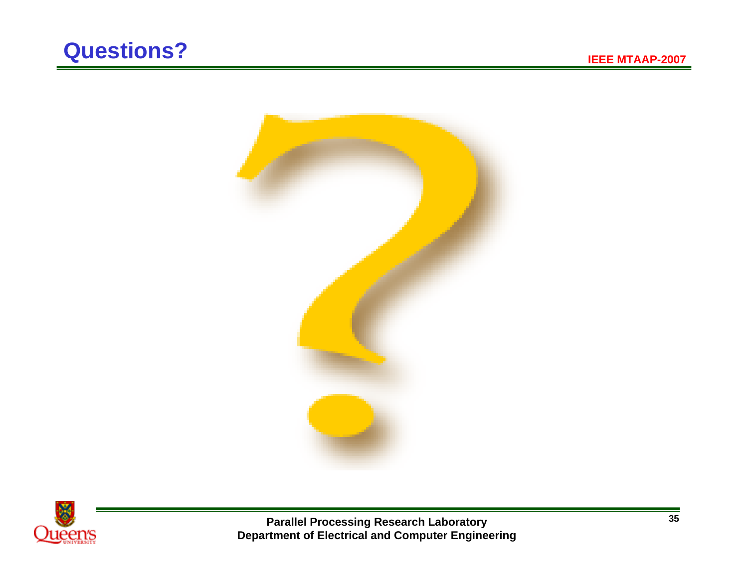# Questions?